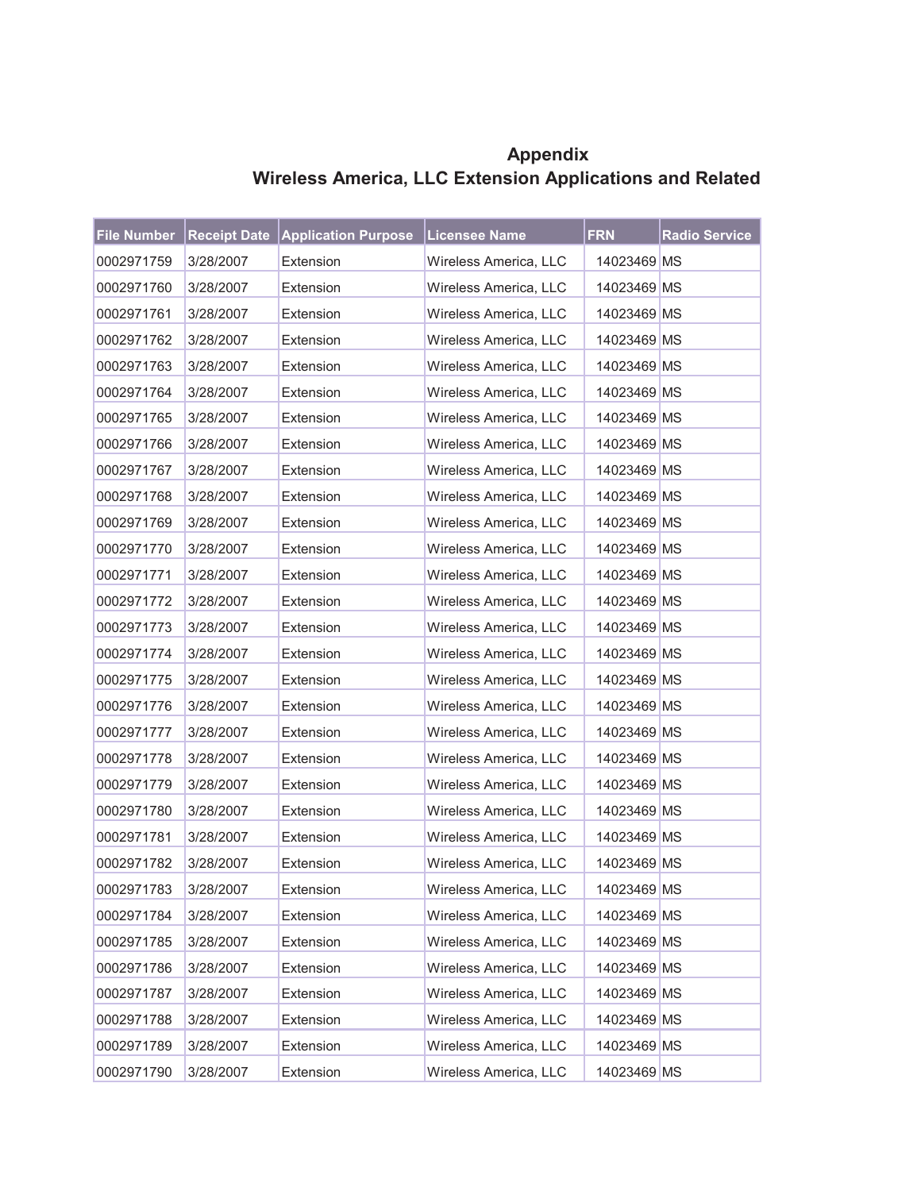# Appendix

## Wireless America, LLC Extension Applications and Related

| File Number | Receipt Date | Application Purpose | Licensee Name | FRN | Radio Service |
|---|---|---|---|---|---|
| 0002971759 | 3/28/2007 | Extension | Wireless America, LLC | 14023469 | MS |
| 0002971760 | 3/28/2007 | Extension | Wireless America, LLC | 14023469 | MS |
| 0002971761 | 3/28/2007 | Extension | Wireless America, LLC | 14023469 | MS |
| 0002971762 | 3/28/2007 | Extension | Wireless America, LLC | 14023469 | MS |
| 0002971763 | 3/28/2007 | Extension | Wireless America, LLC | 14023469 | MS |
| 0002971764 | 3/28/2007 | Extension | Wireless America, LLC | 14023469 | MS |
| 0002971765 | 3/28/2007 | Extension | Wireless America, LLC | 14023469 | MS |
| 0002971766 | 3/28/2007 | Extension | Wireless America, LLC | 14023469 | MS |
| 0002971767 | 3/28/2007 | Extension | Wireless America, LLC | 14023469 | MS |
| 0002971768 | 3/28/2007 | Extension | Wireless America, LLC | 14023469 | MS |
| 0002971769 | 3/28/2007 | Extension | Wireless America, LLC | 14023469 | MS |
| 0002971770 | 3/28/2007 | Extension | Wireless America, LLC | 14023469 | MS |
| 0002971771 | 3/28/2007 | Extension | Wireless America, LLC | 14023469 | MS |
| 0002971772 | 3/28/2007 | Extension | Wireless America, LLC | 14023469 | MS |
| 0002971773 | 3/28/2007 | Extension | Wireless America, LLC | 14023469 | MS |
| 0002971774 | 3/28/2007 | Extension | Wireless America, LLC | 14023469 | MS |
| 0002971775 | 3/28/2007 | Extension | Wireless America, LLC | 14023469 | MS |
| 0002971776 | 3/28/2007 | Extension | Wireless America, LLC | 14023469 | MS |
| 0002971777 | 3/28/2007 | Extension | Wireless America, LLC | 14023469 | MS |
| 0002971778 | 3/28/2007 | Extension | Wireless America, LLC | 14023469 | MS |
| 0002971779 | 3/28/2007 | Extension | Wireless America, LLC | 14023469 | MS |
| 0002971780 | 3/28/2007 | Extension | Wireless America, LLC | 14023469 | MS |
| 0002971781 | 3/28/2007 | Extension | Wireless America, LLC | 14023469 | MS |
| 0002971782 | 3/28/2007 | Extension | Wireless America, LLC | 14023469 | MS |
| 0002971783 | 3/28/2007 | Extension | Wireless America, LLC | 14023469 | MS |
| 0002971784 | 3/28/2007 | Extension | Wireless America, LLC | 14023469 | MS |
| 0002971785 | 3/28/2007 | Extension | Wireless America, LLC | 14023469 | MS |
| 0002971786 | 3/28/2007 | Extension | Wireless America, LLC | 14023469 | MS |
| 0002971787 | 3/28/2007 | Extension | Wireless America, LLC | 14023469 | MS |
| 0002971788 | 3/28/2007 | Extension | Wireless America, LLC | 14023469 | MS |
| 0002971789 | 3/28/2007 | Extension | Wireless America, LLC | 14023469 | MS |
| 0002971790 | 3/28/2007 | Extension | Wireless America, LLC | 14023469 | MS |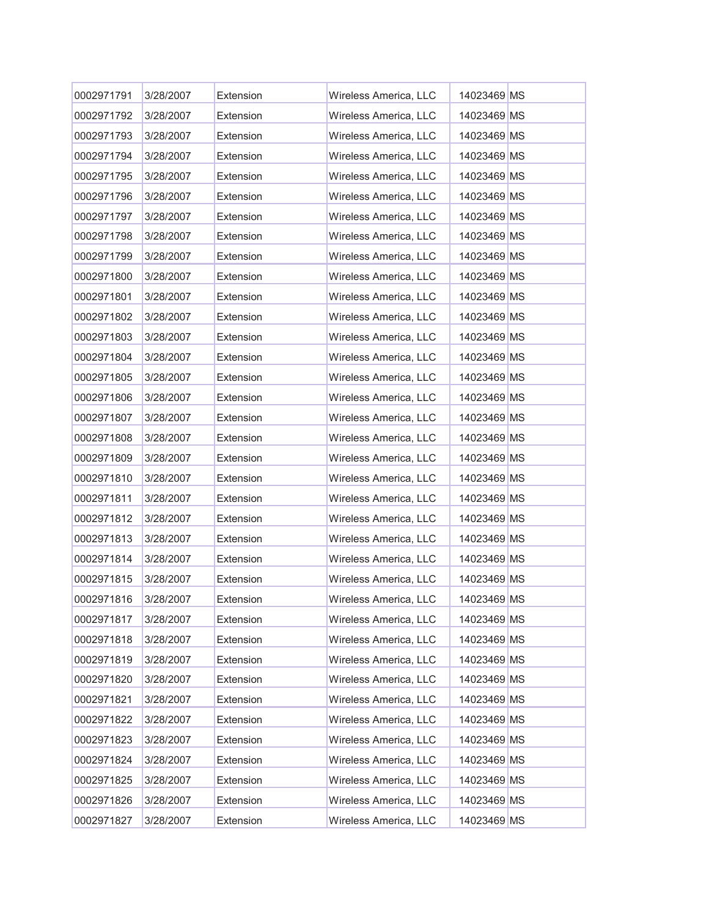| 0002971791 | 3/28/2007 | Extension | Wireless America, LLC | 14023469 | MS |
|---|---|---|---|---|---|
| 0002971792 | 3/28/2007 | Extension | Wireless America, LLC | 14023469 | MS |
| 0002971793 | 3/28/2007 | Extension | Wireless America, LLC | 14023469 | MS |
| 0002971794 | 3/28/2007 | Extension | Wireless America, LLC | 14023469 | MS |
| 0002971795 | 3/28/2007 | Extension | Wireless America, LLC | 14023469 | MS |
| 0002971796 | 3/28/2007 | Extension | Wireless America, LLC | 14023469 | MS |
| 0002971797 | 3/28/2007 | Extension | Wireless America, LLC | 14023469 | MS |
| 0002971798 | 3/28/2007 | Extension | Wireless America, LLC | 14023469 | MS |
| 0002971799 | 3/28/2007 | Extension | Wireless America, LLC | 14023469 | MS |
| 0002971800 | 3/28/2007 | Extension | Wireless America, LLC | 14023469 | MS |
| 0002971801 | 3/28/2007 | Extension | Wireless America, LLC | 14023469 | MS |
| 0002971802 | 3/28/2007 | Extension | Wireless America, LLC | 14023469 | MS |
| 0002971803 | 3/28/2007 | Extension | Wireless America, LLC | 14023469 | MS |
| 0002971804 | 3/28/2007 | Extension | Wireless America, LLC | 14023469 | MS |
| 0002971805 | 3/28/2007 | Extension | Wireless America, LLC | 14023469 | MS |
| 0002971806 | 3/28/2007 | Extension | Wireless America, LLC | 14023469 | MS |
| 0002971807 | 3/28/2007 | Extension | Wireless America, LLC | 14023469 | MS |
| 0002971808 | 3/28/2007 | Extension | Wireless America, LLC | 14023469 | MS |
| 0002971809 | 3/28/2007 | Extension | Wireless America, LLC | 14023469 | MS |
| 0002971810 | 3/28/2007 | Extension | Wireless America, LLC | 14023469 | MS |
| 0002971811 | 3/28/2007 | Extension | Wireless America, LLC | 14023469 | MS |
| 0002971812 | 3/28/2007 | Extension | Wireless America, LLC | 14023469 | MS |
| 0002971813 | 3/28/2007 | Extension | Wireless America, LLC | 14023469 | MS |
| 0002971814 | 3/28/2007 | Extension | Wireless America, LLC | 14023469 | MS |
| 0002971815 | 3/28/2007 | Extension | Wireless America, LLC | 14023469 | MS |
| 0002971816 | 3/28/2007 | Extension | Wireless America, LLC | 14023469 | MS |
| 0002971817 | 3/28/2007 | Extension | Wireless America, LLC | 14023469 | MS |
| 0002971818 | 3/28/2007 | Extension | Wireless America, LLC | 14023469 | MS |
| 0002971819 | 3/28/2007 | Extension | Wireless America, LLC | 14023469 | MS |
| 0002971820 | 3/28/2007 | Extension | Wireless America, LLC | 14023469 | MS |
| 0002971821 | 3/28/2007 | Extension | Wireless America, LLC | 14023469 | MS |
| 0002971822 | 3/28/2007 | Extension | Wireless America, LLC | 14023469 | MS |
| 0002971823 | 3/28/2007 | Extension | Wireless America, LLC | 14023469 | MS |
| 0002971824 | 3/28/2007 | Extension | Wireless America, LLC | 14023469 | MS |
| 0002971825 | 3/28/2007 | Extension | Wireless America, LLC | 14023469 | MS |
| 0002971826 | 3/28/2007 | Extension | Wireless America, LLC | 14023469 | MS |
| 0002971827 | 3/28/2007 | Extension | Wireless America, LLC | 14023469 | MS |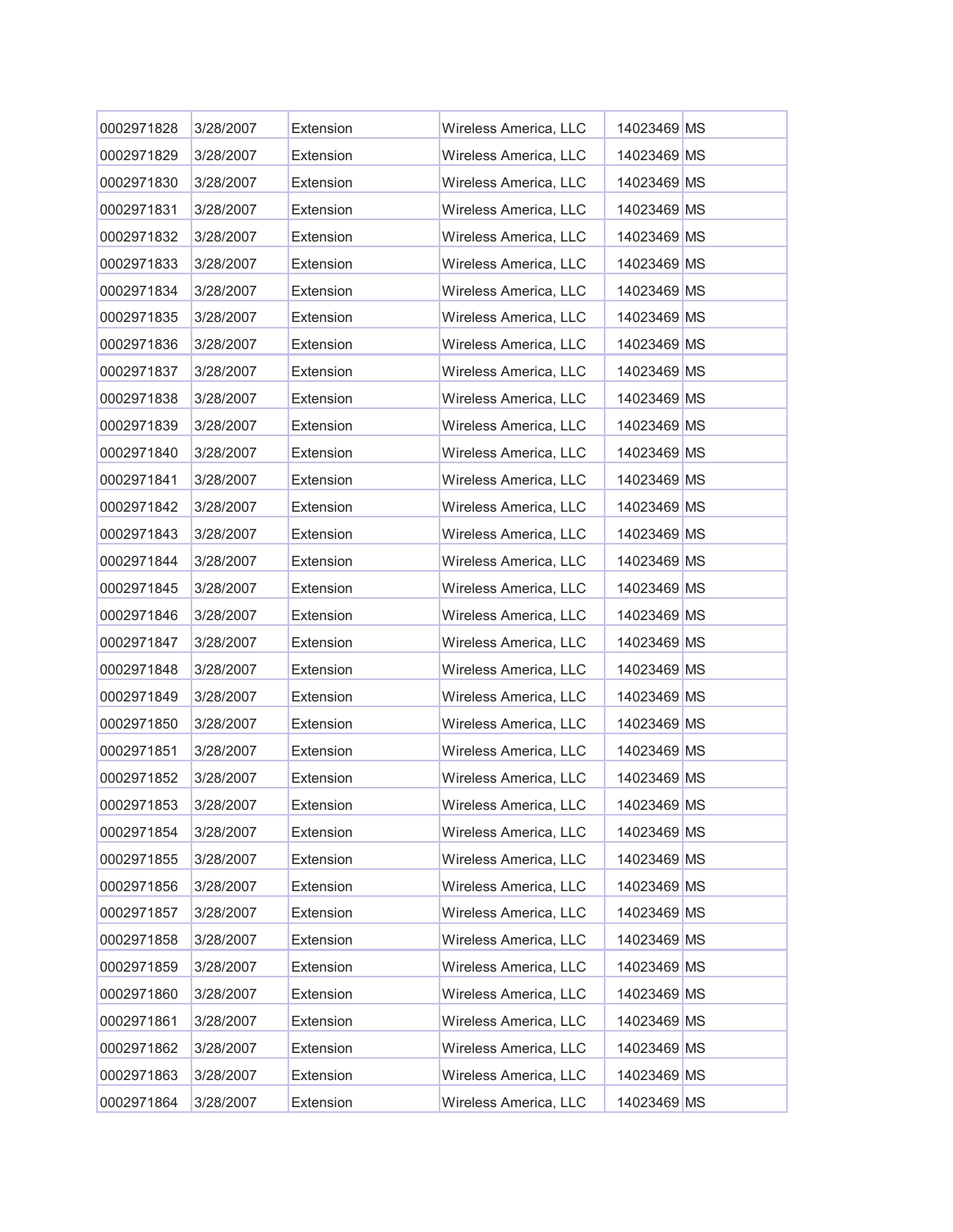| | | | | | |
|---|---|---|---|---|---|
| 0002971828 | 3/28/2007 | Extension | Wireless America, LLC | 14023469 | MS |
| 0002971829 | 3/28/2007 | Extension | Wireless America, LLC | 14023469 | MS |
| 0002971830 | 3/28/2007 | Extension | Wireless America, LLC | 14023469 | MS |
| 0002971831 | 3/28/2007 | Extension | Wireless America, LLC | 14023469 | MS |
| 0002971832 | 3/28/2007 | Extension | Wireless America, LLC | 14023469 | MS |
| 0002971833 | 3/28/2007 | Extension | Wireless America, LLC | 14023469 | MS |
| 0002971834 | 3/28/2007 | Extension | Wireless America, LLC | 14023469 | MS |
| 0002971835 | 3/28/2007 | Extension | Wireless America, LLC | 14023469 | MS |
| 0002971836 | 3/28/2007 | Extension | Wireless America, LLC | 14023469 | MS |
| 0002971837 | 3/28/2007 | Extension | Wireless America, LLC | 14023469 | MS |
| 0002971838 | 3/28/2007 | Extension | Wireless America, LLC | 14023469 | MS |
| 0002971839 | 3/28/2007 | Extension | Wireless America, LLC | 14023469 | MS |
| 0002971840 | 3/28/2007 | Extension | Wireless America, LLC | 14023469 | MS |
| 0002971841 | 3/28/2007 | Extension | Wireless America, LLC | 14023469 | MS |
| 0002971842 | 3/28/2007 | Extension | Wireless America, LLC | 14023469 | MS |
| 0002971843 | 3/28/2007 | Extension | Wireless America, LLC | 14023469 | MS |
| 0002971844 | 3/28/2007 | Extension | Wireless America, LLC | 14023469 | MS |
| 0002971845 | 3/28/2007 | Extension | Wireless America, LLC | 14023469 | MS |
| 0002971846 | 3/28/2007 | Extension | Wireless America, LLC | 14023469 | MS |
| 0002971847 | 3/28/2007 | Extension | Wireless America, LLC | 14023469 | MS |
| 0002971848 | 3/28/2007 | Extension | Wireless America, LLC | 14023469 | MS |
| 0002971849 | 3/28/2007 | Extension | Wireless America, LLC | 14023469 | MS |
| 0002971850 | 3/28/2007 | Extension | Wireless America, LLC | 14023469 | MS |
| 0002971851 | 3/28/2007 | Extension | Wireless America, LLC | 14023469 | MS |
| 0002971852 | 3/28/2007 | Extension | Wireless America, LLC | 14023469 | MS |
| 0002971853 | 3/28/2007 | Extension | Wireless America, LLC | 14023469 | MS |
| 0002971854 | 3/28/2007 | Extension | Wireless America, LLC | 14023469 | MS |
| 0002971855 | 3/28/2007 | Extension | Wireless America, LLC | 14023469 | MS |
| 0002971856 | 3/28/2007 | Extension | Wireless America, LLC | 14023469 | MS |
| 0002971857 | 3/28/2007 | Extension | Wireless America, LLC | 14023469 | MS |
| 0002971858 | 3/28/2007 | Extension | Wireless America, LLC | 14023469 | MS |
| 0002971859 | 3/28/2007 | Extension | Wireless America, LLC | 14023469 | MS |
| 0002971860 | 3/28/2007 | Extension | Wireless America, LLC | 14023469 | MS |
| 0002971861 | 3/28/2007 | Extension | Wireless America, LLC | 14023469 | MS |
| 0002971862 | 3/28/2007 | Extension | Wireless America, LLC | 14023469 | MS |
| 0002971863 | 3/28/2007 | Extension | Wireless America, LLC | 14023469 | MS |
| 0002971864 | 3/28/2007 | Extension | Wireless America, LLC | 14023469 | MS |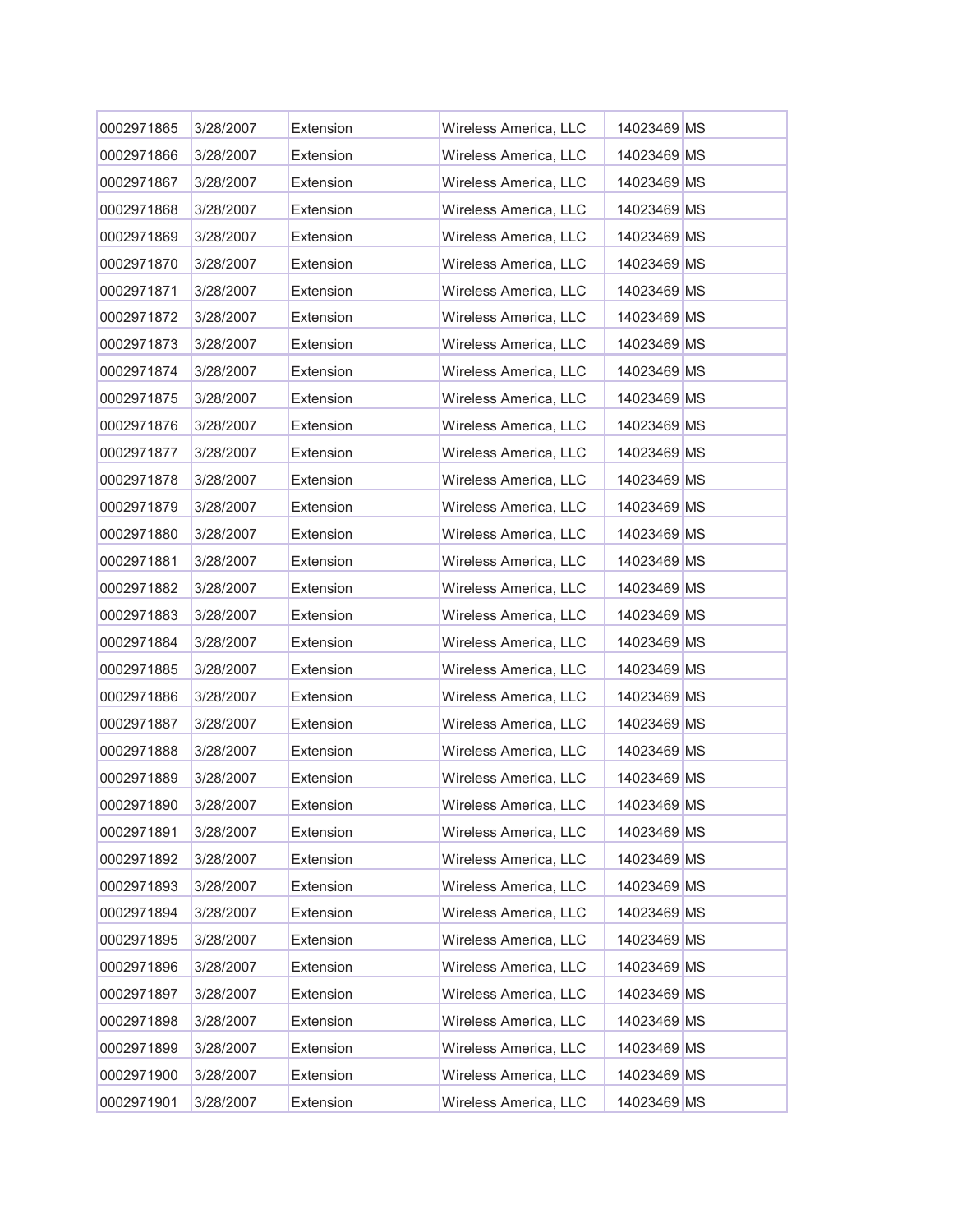| 0002971865 | 3/28/2007 | Extension | Wireless America, LLC | 14023469 | MS |
|---|---|---|---|---|---|
| 0002971866 | 3/28/2007 | Extension | Wireless America, LLC | 14023469 | MS |
| 0002971867 | 3/28/2007 | Extension | Wireless America, LLC | 14023469 | MS |
| 0002971868 | 3/28/2007 | Extension | Wireless America, LLC | 14023469 | MS |
| 0002971869 | 3/28/2007 | Extension | Wireless America, LLC | 14023469 | MS |
| 0002971870 | 3/28/2007 | Extension | Wireless America, LLC | 14023469 | MS |
| 0002971871 | 3/28/2007 | Extension | Wireless America, LLC | 14023469 | MS |
| 0002971872 | 3/28/2007 | Extension | Wireless America, LLC | 14023469 | MS |
| 0002971873 | 3/28/2007 | Extension | Wireless America, LLC | 14023469 | MS |
| 0002971874 | 3/28/2007 | Extension | Wireless America, LLC | 14023469 | MS |
| 0002971875 | 3/28/2007 | Extension | Wireless America, LLC | 14023469 | MS |
| 0002971876 | 3/28/2007 | Extension | Wireless America, LLC | 14023469 | MS |
| 0002971877 | 3/28/2007 | Extension | Wireless America, LLC | 14023469 | MS |
| 0002971878 | 3/28/2007 | Extension | Wireless America, LLC | 14023469 | MS |
| 0002971879 | 3/28/2007 | Extension | Wireless America, LLC | 14023469 | MS |
| 0002971880 | 3/28/2007 | Extension | Wireless America, LLC | 14023469 | MS |
| 0002971881 | 3/28/2007 | Extension | Wireless America, LLC | 14023469 | MS |
| 0002971882 | 3/28/2007 | Extension | Wireless America, LLC | 14023469 | MS |
| 0002971883 | 3/28/2007 | Extension | Wireless America, LLC | 14023469 | MS |
| 0002971884 | 3/28/2007 | Extension | Wireless America, LLC | 14023469 | MS |
| 0002971885 | 3/28/2007 | Extension | Wireless America, LLC | 14023469 | MS |
| 0002971886 | 3/28/2007 | Extension | Wireless America, LLC | 14023469 | MS |
| 0002971887 | 3/28/2007 | Extension | Wireless America, LLC | 14023469 | MS |
| 0002971888 | 3/28/2007 | Extension | Wireless America, LLC | 14023469 | MS |
| 0002971889 | 3/28/2007 | Extension | Wireless America, LLC | 14023469 | MS |
| 0002971890 | 3/28/2007 | Extension | Wireless America, LLC | 14023469 | MS |
| 0002971891 | 3/28/2007 | Extension | Wireless America, LLC | 14023469 | MS |
| 0002971892 | 3/28/2007 | Extension | Wireless America, LLC | 14023469 | MS |
| 0002971893 | 3/28/2007 | Extension | Wireless America, LLC | 14023469 | MS |
| 0002971894 | 3/28/2007 | Extension | Wireless America, LLC | 14023469 | MS |
| 0002971895 | 3/28/2007 | Extension | Wireless America, LLC | 14023469 | MS |
| 0002971896 | 3/28/2007 | Extension | Wireless America, LLC | 14023469 | MS |
| 0002971897 | 3/28/2007 | Extension | Wireless America, LLC | 14023469 | MS |
| 0002971898 | 3/28/2007 | Extension | Wireless America, LLC | 14023469 | MS |
| 0002971899 | 3/28/2007 | Extension | Wireless America, LLC | 14023469 | MS |
| 0002971900 | 3/28/2007 | Extension | Wireless America, LLC | 14023469 | MS |
| 0002971901 | 3/28/2007 | Extension | Wireless America, LLC | 14023469 | MS |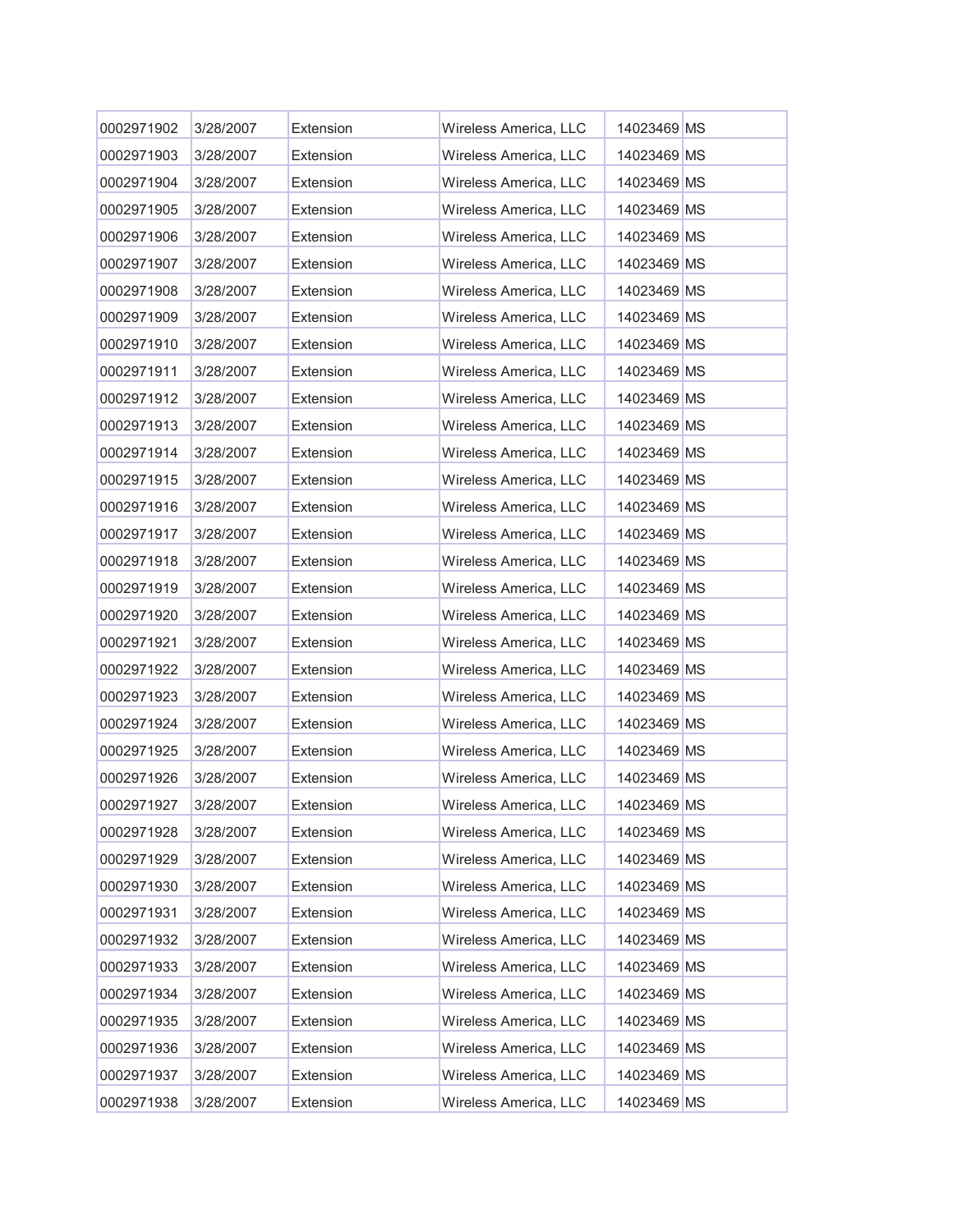| | | | | | |
|---|---|---|---|---|---|
| 0002971902 | 3/28/2007 | Extension | Wireless America, LLC | 14023469 | MS |
| 0002971903 | 3/28/2007 | Extension | Wireless America, LLC | 14023469 | MS |
| 0002971904 | 3/28/2007 | Extension | Wireless America, LLC | 14023469 | MS |
| 0002971905 | 3/28/2007 | Extension | Wireless America, LLC | 14023469 | MS |
| 0002971906 | 3/28/2007 | Extension | Wireless America, LLC | 14023469 | MS |
| 0002971907 | 3/28/2007 | Extension | Wireless America, LLC | 14023469 | MS |
| 0002971908 | 3/28/2007 | Extension | Wireless America, LLC | 14023469 | MS |
| 0002971909 | 3/28/2007 | Extension | Wireless America, LLC | 14023469 | MS |
| 0002971910 | 3/28/2007 | Extension | Wireless America, LLC | 14023469 | MS |
| 0002971911 | 3/28/2007 | Extension | Wireless America, LLC | 14023469 | MS |
| 0002971912 | 3/28/2007 | Extension | Wireless America, LLC | 14023469 | MS |
| 0002971913 | 3/28/2007 | Extension | Wireless America, LLC | 14023469 | MS |
| 0002971914 | 3/28/2007 | Extension | Wireless America, LLC | 14023469 | MS |
| 0002971915 | 3/28/2007 | Extension | Wireless America, LLC | 14023469 | MS |
| 0002971916 | 3/28/2007 | Extension | Wireless America, LLC | 14023469 | MS |
| 0002971917 | 3/28/2007 | Extension | Wireless America, LLC | 14023469 | MS |
| 0002971918 | 3/28/2007 | Extension | Wireless America, LLC | 14023469 | MS |
| 0002971919 | 3/28/2007 | Extension | Wireless America, LLC | 14023469 | MS |
| 0002971920 | 3/28/2007 | Extension | Wireless America, LLC | 14023469 | MS |
| 0002971921 | 3/28/2007 | Extension | Wireless America, LLC | 14023469 | MS |
| 0002971922 | 3/28/2007 | Extension | Wireless America, LLC | 14023469 | MS |
| 0002971923 | 3/28/2007 | Extension | Wireless America, LLC | 14023469 | MS |
| 0002971924 | 3/28/2007 | Extension | Wireless America, LLC | 14023469 | MS |
| 0002971925 | 3/28/2007 | Extension | Wireless America, LLC | 14023469 | MS |
| 0002971926 | 3/28/2007 | Extension | Wireless America, LLC | 14023469 | MS |
| 0002971927 | 3/28/2007 | Extension | Wireless America, LLC | 14023469 | MS |
| 0002971928 | 3/28/2007 | Extension | Wireless America, LLC | 14023469 | MS |
| 0002971929 | 3/28/2007 | Extension | Wireless America, LLC | 14023469 | MS |
| 0002971930 | 3/28/2007 | Extension | Wireless America, LLC | 14023469 | MS |
| 0002971931 | 3/28/2007 | Extension | Wireless America, LLC | 14023469 | MS |
| 0002971932 | 3/28/2007 | Extension | Wireless America, LLC | 14023469 | MS |
| 0002971933 | 3/28/2007 | Extension | Wireless America, LLC | 14023469 | MS |
| 0002971934 | 3/28/2007 | Extension | Wireless America, LLC | 14023469 | MS |
| 0002971935 | 3/28/2007 | Extension | Wireless America, LLC | 14023469 | MS |
| 0002971936 | 3/28/2007 | Extension | Wireless America, LLC | 14023469 | MS |
| 0002971937 | 3/28/2007 | Extension | Wireless America, LLC | 14023469 | MS |
| 0002971938 | 3/28/2007 | Extension | Wireless America, LLC | 14023469 | MS |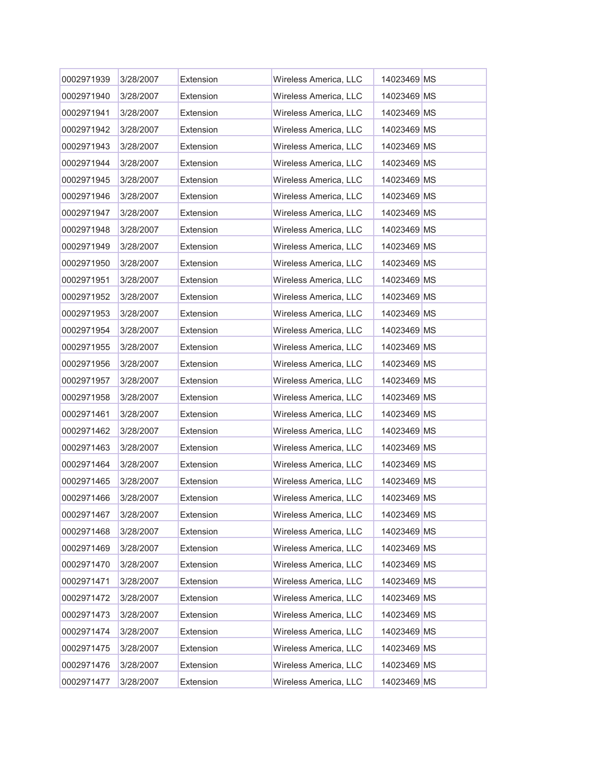| | | | | | |
|---|---|---|---|---|---|
| 0002971939 | 3/28/2007 | Extension | Wireless America, LLC | 14023469 | MS |
| 0002971940 | 3/28/2007 | Extension | Wireless America, LLC | 14023469 | MS |
| 0002971941 | 3/28/2007 | Extension | Wireless America, LLC | 14023469 | MS |
| 0002971942 | 3/28/2007 | Extension | Wireless America, LLC | 14023469 | MS |
| 0002971943 | 3/28/2007 | Extension | Wireless America, LLC | 14023469 | MS |
| 0002971944 | 3/28/2007 | Extension | Wireless America, LLC | 14023469 | MS |
| 0002971945 | 3/28/2007 | Extension | Wireless America, LLC | 14023469 | MS |
| 0002971946 | 3/28/2007 | Extension | Wireless America, LLC | 14023469 | MS |
| 0002971947 | 3/28/2007 | Extension | Wireless America, LLC | 14023469 | MS |
| 0002971948 | 3/28/2007 | Extension | Wireless America, LLC | 14023469 | MS |
| 0002971949 | 3/28/2007 | Extension | Wireless America, LLC | 14023469 | MS |
| 0002971950 | 3/28/2007 | Extension | Wireless America, LLC | 14023469 | MS |
| 0002971951 | 3/28/2007 | Extension | Wireless America, LLC | 14023469 | MS |
| 0002971952 | 3/28/2007 | Extension | Wireless America, LLC | 14023469 | MS |
| 0002971953 | 3/28/2007 | Extension | Wireless America, LLC | 14023469 | MS |
| 0002971954 | 3/28/2007 | Extension | Wireless America, LLC | 14023469 | MS |
| 0002971955 | 3/28/2007 | Extension | Wireless America, LLC | 14023469 | MS |
| 0002971956 | 3/28/2007 | Extension | Wireless America, LLC | 14023469 | MS |
| 0002971957 | 3/28/2007 | Extension | Wireless America, LLC | 14023469 | MS |
| 0002971958 | 3/28/2007 | Extension | Wireless America, LLC | 14023469 | MS |
| 0002971461 | 3/28/2007 | Extension | Wireless America, LLC | 14023469 | MS |
| 0002971462 | 3/28/2007 | Extension | Wireless America, LLC | 14023469 | MS |
| 0002971463 | 3/28/2007 | Extension | Wireless America, LLC | 14023469 | MS |
| 0002971464 | 3/28/2007 | Extension | Wireless America, LLC | 14023469 | MS |
| 0002971465 | 3/28/2007 | Extension | Wireless America, LLC | 14023469 | MS |
| 0002971466 | 3/28/2007 | Extension | Wireless America, LLC | 14023469 | MS |
| 0002971467 | 3/28/2007 | Extension | Wireless America, LLC | 14023469 | MS |
| 0002971468 | 3/28/2007 | Extension | Wireless America, LLC | 14023469 | MS |
| 0002971469 | 3/28/2007 | Extension | Wireless America, LLC | 14023469 | MS |
| 0002971470 | 3/28/2007 | Extension | Wireless America, LLC | 14023469 | MS |
| 0002971471 | 3/28/2007 | Extension | Wireless America, LLC | 14023469 | MS |
| 0002971472 | 3/28/2007 | Extension | Wireless America, LLC | 14023469 | MS |
| 0002971473 | 3/28/2007 | Extension | Wireless America, LLC | 14023469 | MS |
| 0002971474 | 3/28/2007 | Extension | Wireless America, LLC | 14023469 | MS |
| 0002971475 | 3/28/2007 | Extension | Wireless America, LLC | 14023469 | MS |
| 0002971476 | 3/28/2007 | Extension | Wireless America, LLC | 14023469 | MS |
| 0002971477 | 3/28/2007 | Extension | Wireless America, LLC | 14023469 | MS |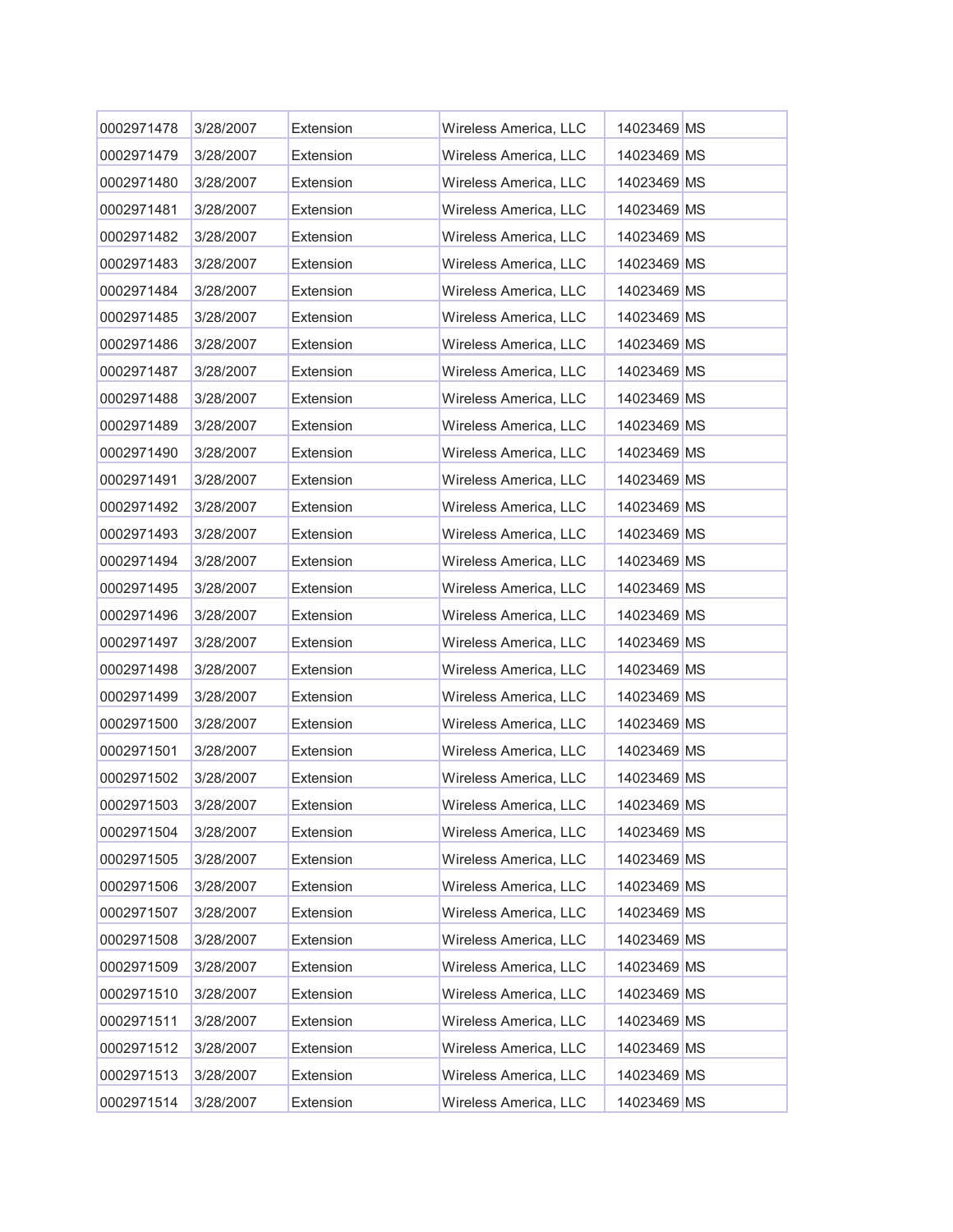| | | | | | |
|---|---|---|---|---|---|
| 0002971478 | 3/28/2007 | Extension | Wireless America, LLC | 14023469 | MS |
| 0002971479 | 3/28/2007 | Extension | Wireless America, LLC | 14023469 | MS |
| 0002971480 | 3/28/2007 | Extension | Wireless America, LLC | 14023469 | MS |
| 0002971481 | 3/28/2007 | Extension | Wireless America, LLC | 14023469 | MS |
| 0002971482 | 3/28/2007 | Extension | Wireless America, LLC | 14023469 | MS |
| 0002971483 | 3/28/2007 | Extension | Wireless America, LLC | 14023469 | MS |
| 0002971484 | 3/28/2007 | Extension | Wireless America, LLC | 14023469 | MS |
| 0002971485 | 3/28/2007 | Extension | Wireless America, LLC | 14023469 | MS |
| 0002971486 | 3/28/2007 | Extension | Wireless America, LLC | 14023469 | MS |
| 0002971487 | 3/28/2007 | Extension | Wireless America, LLC | 14023469 | MS |
| 0002971488 | 3/28/2007 | Extension | Wireless America, LLC | 14023469 | MS |
| 0002971489 | 3/28/2007 | Extension | Wireless America, LLC | 14023469 | MS |
| 0002971490 | 3/28/2007 | Extension | Wireless America, LLC | 14023469 | MS |
| 0002971491 | 3/28/2007 | Extension | Wireless America, LLC | 14023469 | MS |
| 0002971492 | 3/28/2007 | Extension | Wireless America, LLC | 14023469 | MS |
| 0002971493 | 3/28/2007 | Extension | Wireless America, LLC | 14023469 | MS |
| 0002971494 | 3/28/2007 | Extension | Wireless America, LLC | 14023469 | MS |
| 0002971495 | 3/28/2007 | Extension | Wireless America, LLC | 14023469 | MS |
| 0002971496 | 3/28/2007 | Extension | Wireless America, LLC | 14023469 | MS |
| 0002971497 | 3/28/2007 | Extension | Wireless America, LLC | 14023469 | MS |
| 0002971498 | 3/28/2007 | Extension | Wireless America, LLC | 14023469 | MS |
| 0002971499 | 3/28/2007 | Extension | Wireless America, LLC | 14023469 | MS |
| 0002971500 | 3/28/2007 | Extension | Wireless America, LLC | 14023469 | MS |
| 0002971501 | 3/28/2007 | Extension | Wireless America, LLC | 14023469 | MS |
| 0002971502 | 3/28/2007 | Extension | Wireless America, LLC | 14023469 | MS |
| 0002971503 | 3/28/2007 | Extension | Wireless America, LLC | 14023469 | MS |
| 0002971504 | 3/28/2007 | Extension | Wireless America, LLC | 14023469 | MS |
| 0002971505 | 3/28/2007 | Extension | Wireless America, LLC | 14023469 | MS |
| 0002971506 | 3/28/2007 | Extension | Wireless America, LLC | 14023469 | MS |
| 0002971507 | 3/28/2007 | Extension | Wireless America, LLC | 14023469 | MS |
| 0002971508 | 3/28/2007 | Extension | Wireless America, LLC | 14023469 | MS |
| 0002971509 | 3/28/2007 | Extension | Wireless America, LLC | 14023469 | MS |
| 0002971510 | 3/28/2007 | Extension | Wireless America, LLC | 14023469 | MS |
| 0002971511 | 3/28/2007 | Extension | Wireless America, LLC | 14023469 | MS |
| 0002971512 | 3/28/2007 | Extension | Wireless America, LLC | 14023469 | MS |
| 0002971513 | 3/28/2007 | Extension | Wireless America, LLC | 14023469 | MS |
| 0002971514 | 3/28/2007 | Extension | Wireless America, LLC | 14023469 | MS |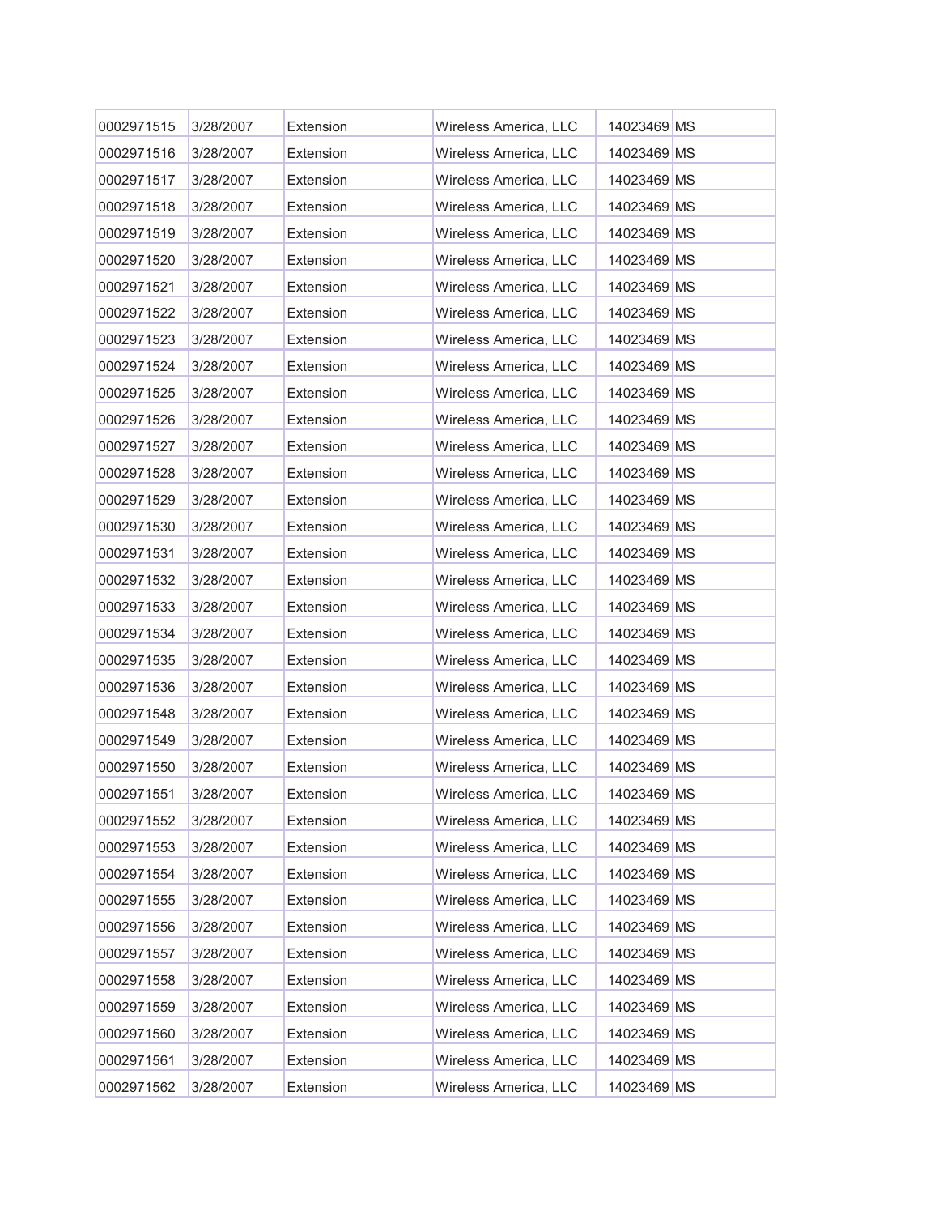| 0002971515 | 3/28/2007 | Extension | Wireless America, LLC | 14023469 | MS |
|---|---|---|---|---|---|
| 0002971516 | 3/28/2007 | Extension | Wireless America, LLC | 14023469 | MS |
| 0002971517 | 3/28/2007 | Extension | Wireless America, LLC | 14023469 | MS |
| 0002971518 | 3/28/2007 | Extension | Wireless America, LLC | 14023469 | MS |
| 0002971519 | 3/28/2007 | Extension | Wireless America, LLC | 14023469 | MS |
| 0002971520 | 3/28/2007 | Extension | Wireless America, LLC | 14023469 | MS |
| 0002971521 | 3/28/2007 | Extension | Wireless America, LLC | 14023469 | MS |
| 0002971522 | 3/28/2007 | Extension | Wireless America, LLC | 14023469 | MS |
| 0002971523 | 3/28/2007 | Extension | Wireless America, LLC | 14023469 | MS |
| 0002971524 | 3/28/2007 | Extension | Wireless America, LLC | 14023469 | MS |
| 0002971525 | 3/28/2007 | Extension | Wireless America, LLC | 14023469 | MS |
| 0002971526 | 3/28/2007 | Extension | Wireless America, LLC | 14023469 | MS |
| 0002971527 | 3/28/2007 | Extension | Wireless America, LLC | 14023469 | MS |
| 0002971528 | 3/28/2007 | Extension | Wireless America, LLC | 14023469 | MS |
| 0002971529 | 3/28/2007 | Extension | Wireless America, LLC | 14023469 | MS |
| 0002971530 | 3/28/2007 | Extension | Wireless America, LLC | 14023469 | MS |
| 0002971531 | 3/28/2007 | Extension | Wireless America, LLC | 14023469 | MS |
| 0002971532 | 3/28/2007 | Extension | Wireless America, LLC | 14023469 | MS |
| 0002971533 | 3/28/2007 | Extension | Wireless America, LLC | 14023469 | MS |
| 0002971534 | 3/28/2007 | Extension | Wireless America, LLC | 14023469 | MS |
| 0002971535 | 3/28/2007 | Extension | Wireless America, LLC | 14023469 | MS |
| 0002971536 | 3/28/2007 | Extension | Wireless America, LLC | 14023469 | MS |
| 0002971548 | 3/28/2007 | Extension | Wireless America, LLC | 14023469 | MS |
| 0002971549 | 3/28/2007 | Extension | Wireless America, LLC | 14023469 | MS |
| 0002971550 | 3/28/2007 | Extension | Wireless America, LLC | 14023469 | MS |
| 0002971551 | 3/28/2007 | Extension | Wireless America, LLC | 14023469 | MS |
| 0002971552 | 3/28/2007 | Extension | Wireless America, LLC | 14023469 | MS |
| 0002971553 | 3/28/2007 | Extension | Wireless America, LLC | 14023469 | MS |
| 0002971554 | 3/28/2007 | Extension | Wireless America, LLC | 14023469 | MS |
| 0002971555 | 3/28/2007 | Extension | Wireless America, LLC | 14023469 | MS |
| 0002971556 | 3/28/2007 | Extension | Wireless America, LLC | 14023469 | MS |
| 0002971557 | 3/28/2007 | Extension | Wireless America, LLC | 14023469 | MS |
| 0002971558 | 3/28/2007 | Extension | Wireless America, LLC | 14023469 | MS |
| 0002971559 | 3/28/2007 | Extension | Wireless America, LLC | 14023469 | MS |
| 0002971560 | 3/28/2007 | Extension | Wireless America, LLC | 14023469 | MS |
| 0002971561 | 3/28/2007 | Extension | Wireless America, LLC | 14023469 | MS |
| 0002971562 | 3/28/2007 | Extension | Wireless America, LLC | 14023469 | MS |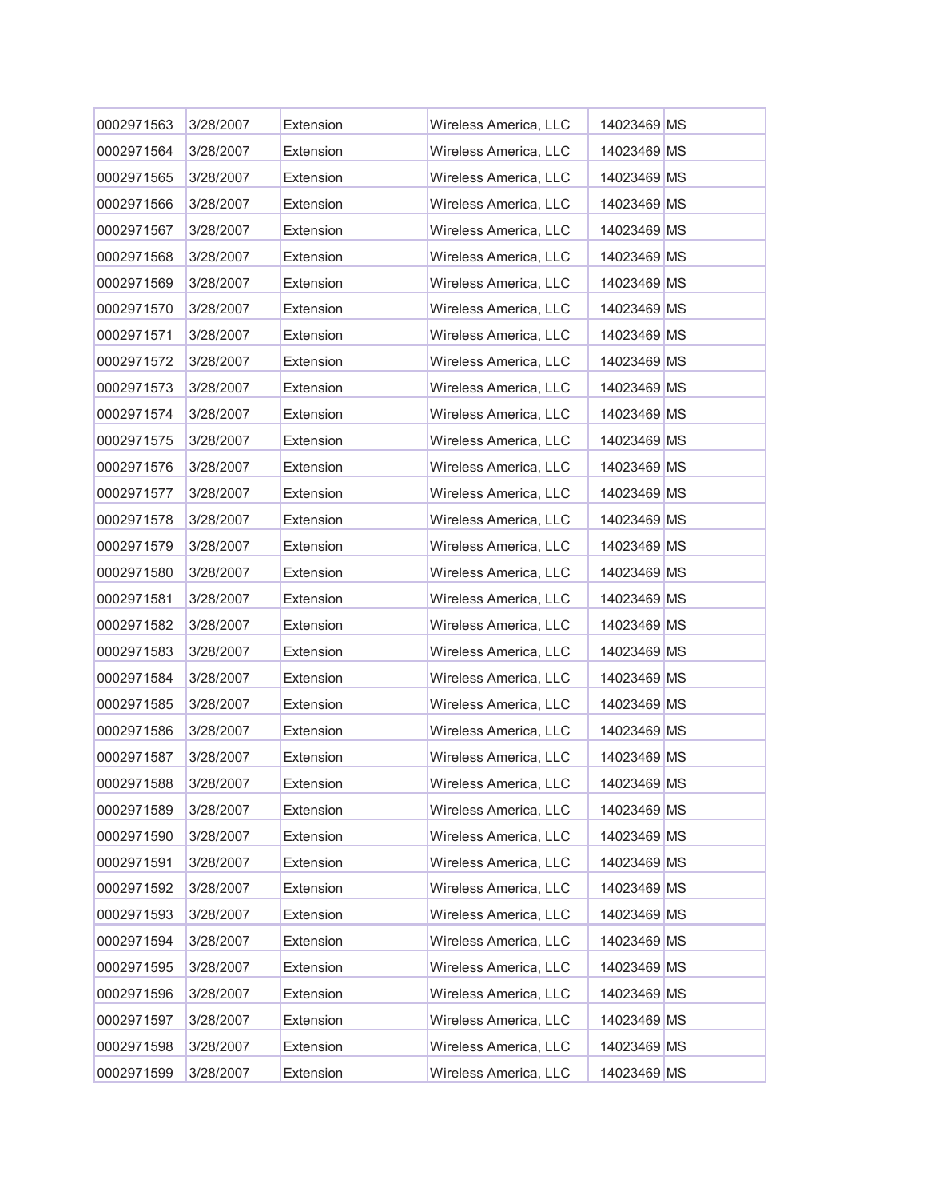| | | | | | |
|---|---|---|---|---|---|
| 0002971563 | 3/28/2007 | Extension | Wireless America, LLC | 14023469 | MS |
| 0002971564 | 3/28/2007 | Extension | Wireless America, LLC | 14023469 | MS |
| 0002971565 | 3/28/2007 | Extension | Wireless America, LLC | 14023469 | MS |
| 0002971566 | 3/28/2007 | Extension | Wireless America, LLC | 14023469 | MS |
| 0002971567 | 3/28/2007 | Extension | Wireless America, LLC | 14023469 | MS |
| 0002971568 | 3/28/2007 | Extension | Wireless America, LLC | 14023469 | MS |
| 0002971569 | 3/28/2007 | Extension | Wireless America, LLC | 14023469 | MS |
| 0002971570 | 3/28/2007 | Extension | Wireless America, LLC | 14023469 | MS |
| 0002971571 | 3/28/2007 | Extension | Wireless America, LLC | 14023469 | MS |
| 0002971572 | 3/28/2007 | Extension | Wireless America, LLC | 14023469 | MS |
| 0002971573 | 3/28/2007 | Extension | Wireless America, LLC | 14023469 | MS |
| 0002971574 | 3/28/2007 | Extension | Wireless America, LLC | 14023469 | MS |
| 0002971575 | 3/28/2007 | Extension | Wireless America, LLC | 14023469 | MS |
| 0002971576 | 3/28/2007 | Extension | Wireless America, LLC | 14023469 | MS |
| 0002971577 | 3/28/2007 | Extension | Wireless America, LLC | 14023469 | MS |
| 0002971578 | 3/28/2007 | Extension | Wireless America, LLC | 14023469 | MS |
| 0002971579 | 3/28/2007 | Extension | Wireless America, LLC | 14023469 | MS |
| 0002971580 | 3/28/2007 | Extension | Wireless America, LLC | 14023469 | MS |
| 0002971581 | 3/28/2007 | Extension | Wireless America, LLC | 14023469 | MS |
| 0002971582 | 3/28/2007 | Extension | Wireless America, LLC | 14023469 | MS |
| 0002971583 | 3/28/2007 | Extension | Wireless America, LLC | 14023469 | MS |
| 0002971584 | 3/28/2007 | Extension | Wireless America, LLC | 14023469 | MS |
| 0002971585 | 3/28/2007 | Extension | Wireless America, LLC | 14023469 | MS |
| 0002971586 | 3/28/2007 | Extension | Wireless America, LLC | 14023469 | MS |
| 0002971587 | 3/28/2007 | Extension | Wireless America, LLC | 14023469 | MS |
| 0002971588 | 3/28/2007 | Extension | Wireless America, LLC | 14023469 | MS |
| 0002971589 | 3/28/2007 | Extension | Wireless America, LLC | 14023469 | MS |
| 0002971590 | 3/28/2007 | Extension | Wireless America, LLC | 14023469 | MS |
| 0002971591 | 3/28/2007 | Extension | Wireless America, LLC | 14023469 | MS |
| 0002971592 | 3/28/2007 | Extension | Wireless America, LLC | 14023469 | MS |
| 0002971593 | 3/28/2007 | Extension | Wireless America, LLC | 14023469 | MS |
| 0002971594 | 3/28/2007 | Extension | Wireless America, LLC | 14023469 | MS |
| 0002971595 | 3/28/2007 | Extension | Wireless America, LLC | 14023469 | MS |
| 0002971596 | 3/28/2007 | Extension | Wireless America, LLC | 14023469 | MS |
| 0002971597 | 3/28/2007 | Extension | Wireless America, LLC | 14023469 | MS |
| 0002971598 | 3/28/2007 | Extension | Wireless America, LLC | 14023469 | MS |
| 0002971599 | 3/28/2007 | Extension | Wireless America, LLC | 14023469 | MS |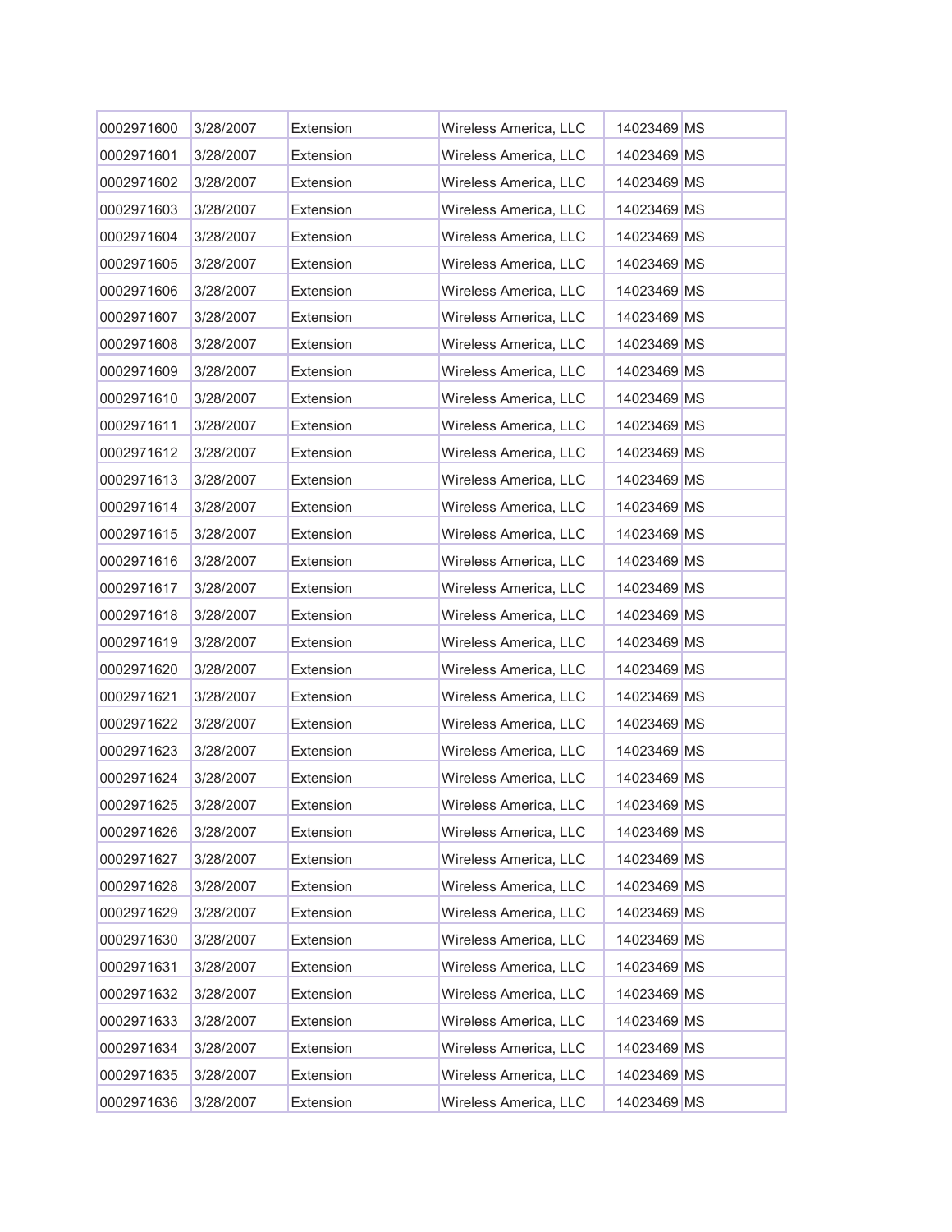| | | | | | |
|---|---|---|---|---|---|
| 0002971600 | 3/28/2007 | Extension | Wireless America, LLC | 14023469 | MS |
| 0002971601 | 3/28/2007 | Extension | Wireless America, LLC | 14023469 | MS |
| 0002971602 | 3/28/2007 | Extension | Wireless America, LLC | 14023469 | MS |
| 0002971603 | 3/28/2007 | Extension | Wireless America, LLC | 14023469 | MS |
| 0002971604 | 3/28/2007 | Extension | Wireless America, LLC | 14023469 | MS |
| 0002971605 | 3/28/2007 | Extension | Wireless America, LLC | 14023469 | MS |
| 0002971606 | 3/28/2007 | Extension | Wireless America, LLC | 14023469 | MS |
| 0002971607 | 3/28/2007 | Extension | Wireless America, LLC | 14023469 | MS |
| 0002971608 | 3/28/2007 | Extension | Wireless America, LLC | 14023469 | MS |
| 0002971609 | 3/28/2007 | Extension | Wireless America, LLC | 14023469 | MS |
| 0002971610 | 3/28/2007 | Extension | Wireless America, LLC | 14023469 | MS |
| 0002971611 | 3/28/2007 | Extension | Wireless America, LLC | 14023469 | MS |
| 0002971612 | 3/28/2007 | Extension | Wireless America, LLC | 14023469 | MS |
| 0002971613 | 3/28/2007 | Extension | Wireless America, LLC | 14023469 | MS |
| 0002971614 | 3/28/2007 | Extension | Wireless America, LLC | 14023469 | MS |
| 0002971615 | 3/28/2007 | Extension | Wireless America, LLC | 14023469 | MS |
| 0002971616 | 3/28/2007 | Extension | Wireless America, LLC | 14023469 | MS |
| 0002971617 | 3/28/2007 | Extension | Wireless America, LLC | 14023469 | MS |
| 0002971618 | 3/28/2007 | Extension | Wireless America, LLC | 14023469 | MS |
| 0002971619 | 3/28/2007 | Extension | Wireless America, LLC | 14023469 | MS |
| 0002971620 | 3/28/2007 | Extension | Wireless America, LLC | 14023469 | MS |
| 0002971621 | 3/28/2007 | Extension | Wireless America, LLC | 14023469 | MS |
| 0002971622 | 3/28/2007 | Extension | Wireless America, LLC | 14023469 | MS |
| 0002971623 | 3/28/2007 | Extension | Wireless America, LLC | 14023469 | MS |
| 0002971624 | 3/28/2007 | Extension | Wireless America, LLC | 14023469 | MS |
| 0002971625 | 3/28/2007 | Extension | Wireless America, LLC | 14023469 | MS |
| 0002971626 | 3/28/2007 | Extension | Wireless America, LLC | 14023469 | MS |
| 0002971627 | 3/28/2007 | Extension | Wireless America, LLC | 14023469 | MS |
| 0002971628 | 3/28/2007 | Extension | Wireless America, LLC | 14023469 | MS |
| 0002971629 | 3/28/2007 | Extension | Wireless America, LLC | 14023469 | MS |
| 0002971630 | 3/28/2007 | Extension | Wireless America, LLC | 14023469 | MS |
| 0002971631 | 3/28/2007 | Extension | Wireless America, LLC | 14023469 | MS |
| 0002971632 | 3/28/2007 | Extension | Wireless America, LLC | 14023469 | MS |
| 0002971633 | 3/28/2007 | Extension | Wireless America, LLC | 14023469 | MS |
| 0002971634 | 3/28/2007 | Extension | Wireless America, LLC | 14023469 | MS |
| 0002971635 | 3/28/2007 | Extension | Wireless America, LLC | 14023469 | MS |
| 0002971636 | 3/28/2007 | Extension | Wireless America, LLC | 14023469 | MS |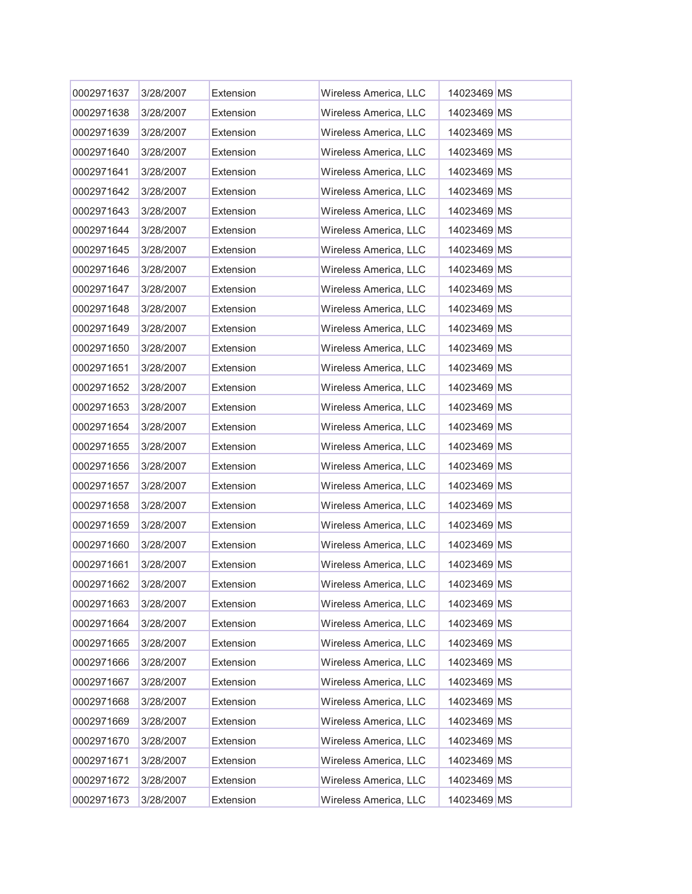| | | | | | |
|---|---|---|---|---|---|
| 0002971637 | 3/28/2007 | Extension | Wireless America, LLC | 14023469 | MS |
| 0002971638 | 3/28/2007 | Extension | Wireless America, LLC | 14023469 | MS |
| 0002971639 | 3/28/2007 | Extension | Wireless America, LLC | 14023469 | MS |
| 0002971640 | 3/28/2007 | Extension | Wireless America, LLC | 14023469 | MS |
| 0002971641 | 3/28/2007 | Extension | Wireless America, LLC | 14023469 | MS |
| 0002971642 | 3/28/2007 | Extension | Wireless America, LLC | 14023469 | MS |
| 0002971643 | 3/28/2007 | Extension | Wireless America, LLC | 14023469 | MS |
| 0002971644 | 3/28/2007 | Extension | Wireless America, LLC | 14023469 | MS |
| 0002971645 | 3/28/2007 | Extension | Wireless America, LLC | 14023469 | MS |
| 0002971646 | 3/28/2007 | Extension | Wireless America, LLC | 14023469 | MS |
| 0002971647 | 3/28/2007 | Extension | Wireless America, LLC | 14023469 | MS |
| 0002971648 | 3/28/2007 | Extension | Wireless America, LLC | 14023469 | MS |
| 0002971649 | 3/28/2007 | Extension | Wireless America, LLC | 14023469 | MS |
| 0002971650 | 3/28/2007 | Extension | Wireless America, LLC | 14023469 | MS |
| 0002971651 | 3/28/2007 | Extension | Wireless America, LLC | 14023469 | MS |
| 0002971652 | 3/28/2007 | Extension | Wireless America, LLC | 14023469 | MS |
| 0002971653 | 3/28/2007 | Extension | Wireless America, LLC | 14023469 | MS |
| 0002971654 | 3/28/2007 | Extension | Wireless America, LLC | 14023469 | MS |
| 0002971655 | 3/28/2007 | Extension | Wireless America, LLC | 14023469 | MS |
| 0002971656 | 3/28/2007 | Extension | Wireless America, LLC | 14023469 | MS |
| 0002971657 | 3/28/2007 | Extension | Wireless America, LLC | 14023469 | MS |
| 0002971658 | 3/28/2007 | Extension | Wireless America, LLC | 14023469 | MS |
| 0002971659 | 3/28/2007 | Extension | Wireless America, LLC | 14023469 | MS |
| 0002971660 | 3/28/2007 | Extension | Wireless America, LLC | 14023469 | MS |
| 0002971661 | 3/28/2007 | Extension | Wireless America, LLC | 14023469 | MS |
| 0002971662 | 3/28/2007 | Extension | Wireless America, LLC | 14023469 | MS |
| 0002971663 | 3/28/2007 | Extension | Wireless America, LLC | 14023469 | MS |
| 0002971664 | 3/28/2007 | Extension | Wireless America, LLC | 14023469 | MS |
| 0002971665 | 3/28/2007 | Extension | Wireless America, LLC | 14023469 | MS |
| 0002971666 | 3/28/2007 | Extension | Wireless America, LLC | 14023469 | MS |
| 0002971667 | 3/28/2007 | Extension | Wireless America, LLC | 14023469 | MS |
| 0002971668 | 3/28/2007 | Extension | Wireless America, LLC | 14023469 | MS |
| 0002971669 | 3/28/2007 | Extension | Wireless America, LLC | 14023469 | MS |
| 0002971670 | 3/28/2007 | Extension | Wireless America, LLC | 14023469 | MS |
| 0002971671 | 3/28/2007 | Extension | Wireless America, LLC | 14023469 | MS |
| 0002971672 | 3/28/2007 | Extension | Wireless America, LLC | 14023469 | MS |
| 0002971673 | 3/28/2007 | Extension | Wireless America, LLC | 14023469 | MS |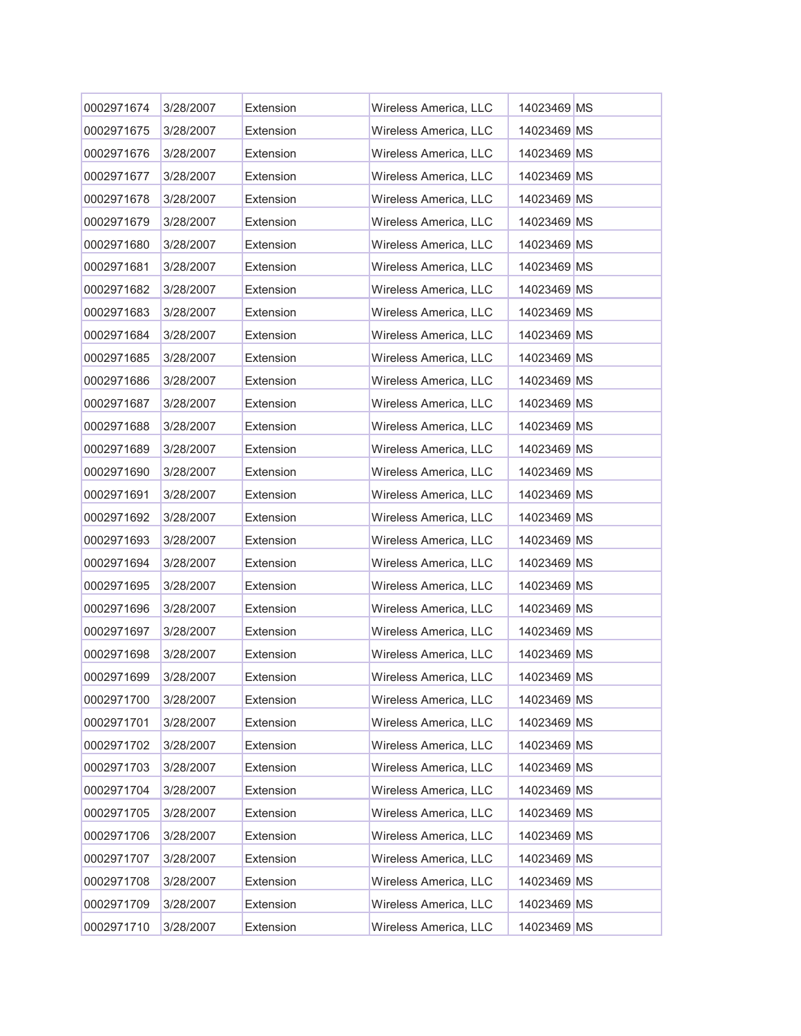| | | | | | |
|---|---|---|---|---|---|
| 0002971674 | 3/28/2007 | Extension | Wireless America, LLC | 14023469 | MS |
| 0002971675 | 3/28/2007 | Extension | Wireless America, LLC | 14023469 | MS |
| 0002971676 | 3/28/2007 | Extension | Wireless America, LLC | 14023469 | MS |
| 0002971677 | 3/28/2007 | Extension | Wireless America, LLC | 14023469 | MS |
| 0002971678 | 3/28/2007 | Extension | Wireless America, LLC | 14023469 | MS |
| 0002971679 | 3/28/2007 | Extension | Wireless America, LLC | 14023469 | MS |
| 0002971680 | 3/28/2007 | Extension | Wireless America, LLC | 14023469 | MS |
| 0002971681 | 3/28/2007 | Extension | Wireless America, LLC | 14023469 | MS |
| 0002971682 | 3/28/2007 | Extension | Wireless America, LLC | 14023469 | MS |
| 0002971683 | 3/28/2007 | Extension | Wireless America, LLC | 14023469 | MS |
| 0002971684 | 3/28/2007 | Extension | Wireless America, LLC | 14023469 | MS |
| 0002971685 | 3/28/2007 | Extension | Wireless America, LLC | 14023469 | MS |
| 0002971686 | 3/28/2007 | Extension | Wireless America, LLC | 14023469 | MS |
| 0002971687 | 3/28/2007 | Extension | Wireless America, LLC | 14023469 | MS |
| 0002971688 | 3/28/2007 | Extension | Wireless America, LLC | 14023469 | MS |
| 0002971689 | 3/28/2007 | Extension | Wireless America, LLC | 14023469 | MS |
| 0002971690 | 3/28/2007 | Extension | Wireless America, LLC | 14023469 | MS |
| 0002971691 | 3/28/2007 | Extension | Wireless America, LLC | 14023469 | MS |
| 0002971692 | 3/28/2007 | Extension | Wireless America, LLC | 14023469 | MS |
| 0002971693 | 3/28/2007 | Extension | Wireless America, LLC | 14023469 | MS |
| 0002971694 | 3/28/2007 | Extension | Wireless America, LLC | 14023469 | MS |
| 0002971695 | 3/28/2007 | Extension | Wireless America, LLC | 14023469 | MS |
| 0002971696 | 3/28/2007 | Extension | Wireless America, LLC | 14023469 | MS |
| 0002971697 | 3/28/2007 | Extension | Wireless America, LLC | 14023469 | MS |
| 0002971698 | 3/28/2007 | Extension | Wireless America, LLC | 14023469 | MS |
| 0002971699 | 3/28/2007 | Extension | Wireless America, LLC | 14023469 | MS |
| 0002971700 | 3/28/2007 | Extension | Wireless America, LLC | 14023469 | MS |
| 0002971701 | 3/28/2007 | Extension | Wireless America, LLC | 14023469 | MS |
| 0002971702 | 3/28/2007 | Extension | Wireless America, LLC | 14023469 | MS |
| 0002971703 | 3/28/2007 | Extension | Wireless America, LLC | 14023469 | MS |
| 0002971704 | 3/28/2007 | Extension | Wireless America, LLC | 14023469 | MS |
| 0002971705 | 3/28/2007 | Extension | Wireless America, LLC | 14023469 | MS |
| 0002971706 | 3/28/2007 | Extension | Wireless America, LLC | 14023469 | MS |
| 0002971707 | 3/28/2007 | Extension | Wireless America, LLC | 14023469 | MS |
| 0002971708 | 3/28/2007 | Extension | Wireless America, LLC | 14023469 | MS |
| 0002971709 | 3/28/2007 | Extension | Wireless America, LLC | 14023469 | MS |
| 0002971710 | 3/28/2007 | Extension | Wireless America, LLC | 14023469 | MS |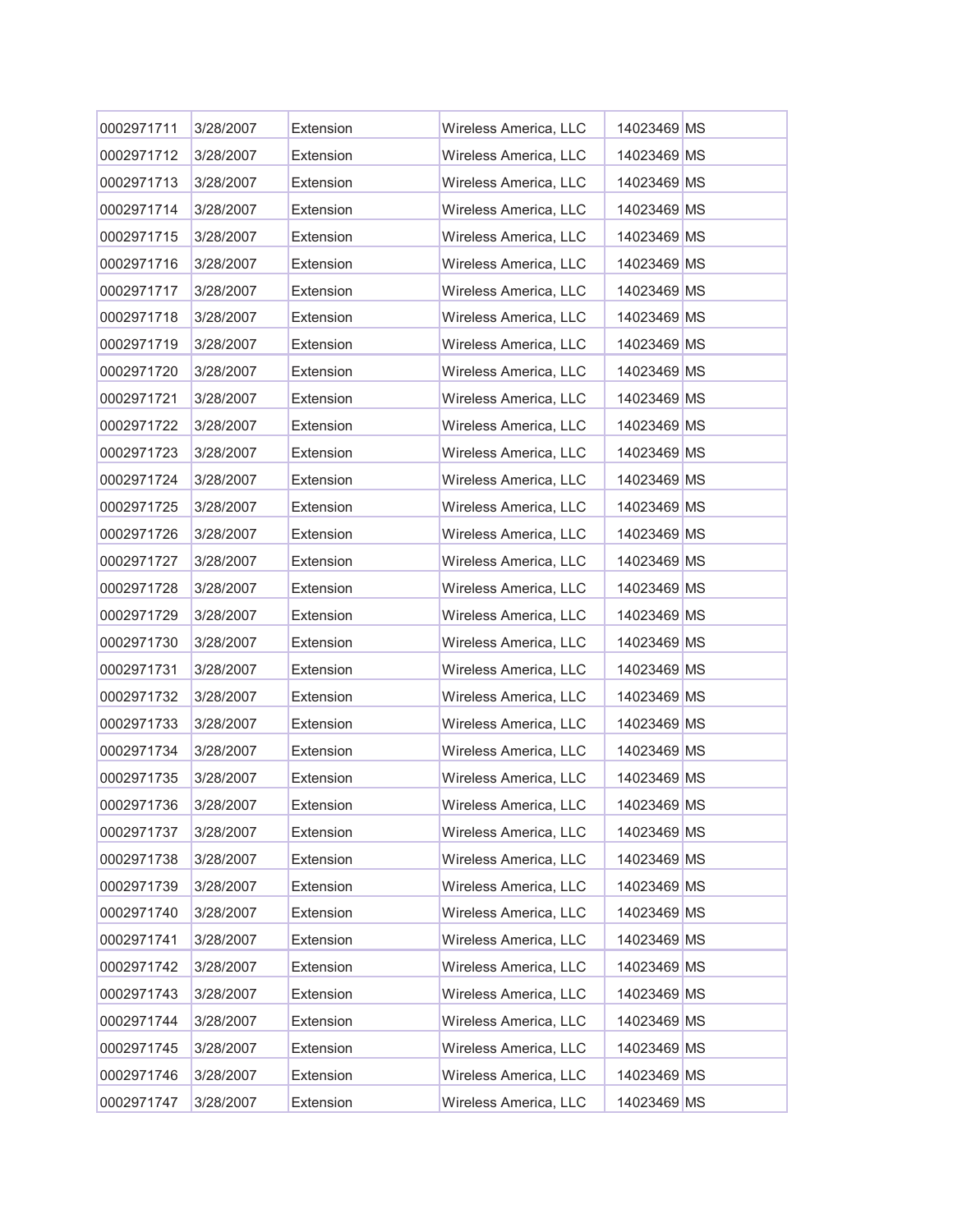| | | | | | |
|---|---|---|---|---|---|
| 0002971711 | 3/28/2007 | Extension | Wireless America, LLC | 14023469 | MS |
| 0002971712 | 3/28/2007 | Extension | Wireless America, LLC | 14023469 | MS |
| 0002971713 | 3/28/2007 | Extension | Wireless America, LLC | 14023469 | MS |
| 0002971714 | 3/28/2007 | Extension | Wireless America, LLC | 14023469 | MS |
| 0002971715 | 3/28/2007 | Extension | Wireless America, LLC | 14023469 | MS |
| 0002971716 | 3/28/2007 | Extension | Wireless America, LLC | 14023469 | MS |
| 0002971717 | 3/28/2007 | Extension | Wireless America, LLC | 14023469 | MS |
| 0002971718 | 3/28/2007 | Extension | Wireless America, LLC | 14023469 | MS |
| 0002971719 | 3/28/2007 | Extension | Wireless America, LLC | 14023469 | MS |
| 0002971720 | 3/28/2007 | Extension | Wireless America, LLC | 14023469 | MS |
| 0002971721 | 3/28/2007 | Extension | Wireless America, LLC | 14023469 | MS |
| 0002971722 | 3/28/2007 | Extension | Wireless America, LLC | 14023469 | MS |
| 0002971723 | 3/28/2007 | Extension | Wireless America, LLC | 14023469 | MS |
| 0002971724 | 3/28/2007 | Extension | Wireless America, LLC | 14023469 | MS |
| 0002971725 | 3/28/2007 | Extension | Wireless America, LLC | 14023469 | MS |
| 0002971726 | 3/28/2007 | Extension | Wireless America, LLC | 14023469 | MS |
| 0002971727 | 3/28/2007 | Extension | Wireless America, LLC | 14023469 | MS |
| 0002971728 | 3/28/2007 | Extension | Wireless America, LLC | 14023469 | MS |
| 0002971729 | 3/28/2007 | Extension | Wireless America, LLC | 14023469 | MS |
| 0002971730 | 3/28/2007 | Extension | Wireless America, LLC | 14023469 | MS |
| 0002971731 | 3/28/2007 | Extension | Wireless America, LLC | 14023469 | MS |
| 0002971732 | 3/28/2007 | Extension | Wireless America, LLC | 14023469 | MS |
| 0002971733 | 3/28/2007 | Extension | Wireless America, LLC | 14023469 | MS |
| 0002971734 | 3/28/2007 | Extension | Wireless America, LLC | 14023469 | MS |
| 0002971735 | 3/28/2007 | Extension | Wireless America, LLC | 14023469 | MS |
| 0002971736 | 3/28/2007 | Extension | Wireless America, LLC | 14023469 | MS |
| 0002971737 | 3/28/2007 | Extension | Wireless America, LLC | 14023469 | MS |
| 0002971738 | 3/28/2007 | Extension | Wireless America, LLC | 14023469 | MS |
| 0002971739 | 3/28/2007 | Extension | Wireless America, LLC | 14023469 | MS |
| 0002971740 | 3/28/2007 | Extension | Wireless America, LLC | 14023469 | MS |
| 0002971741 | 3/28/2007 | Extension | Wireless America, LLC | 14023469 | MS |
| 0002971742 | 3/28/2007 | Extension | Wireless America, LLC | 14023469 | MS |
| 0002971743 | 3/28/2007 | Extension | Wireless America, LLC | 14023469 | MS |
| 0002971744 | 3/28/2007 | Extension | Wireless America, LLC | 14023469 | MS |
| 0002971745 | 3/28/2007 | Extension | Wireless America, LLC | 14023469 | MS |
| 0002971746 | 3/28/2007 | Extension | Wireless America, LLC | 14023469 | MS |
| 0002971747 | 3/28/2007 | Extension | Wireless America, LLC | 14023469 | MS |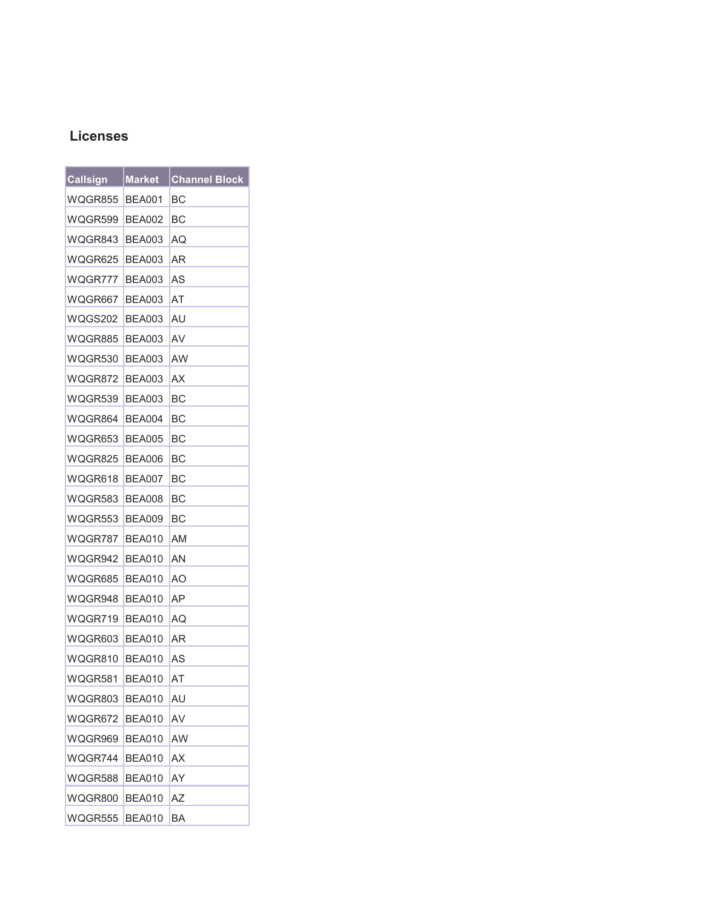## Licenses

| Callsign | Market | Channel Block |
| --- | --- | --- |
| WQGR855 | BEA001 | BC |
| WQGR599 | BEA002 | BC |
| WQGR843 | BEA003 | AQ |
| WQGR625 | BEA003 | AR |
| WQGR777 | BEA003 | AS |
| WQGR667 | BEA003 | AT |
| WQGS202 | BEA003 | AU |
| WQGR885 | BEA003 | AV |
| WQGR530 | BEA003 | AW |
| WQGR872 | BEA003 | AX |
| WQGR539 | BEA003 | BC |
| WQGR864 | BEA004 | BC |
| WQGR653 | BEA005 | BC |
| WQGR825 | BEA006 | BC |
| WQGR618 | BEA007 | BC |
| WQGR583 | BEA008 | BC |
| WQGR553 | BEA009 | BC |
| WQGR787 | BEA010 | AM |
| WQGR942 | BEA010 | AN |
| WQGR685 | BEA010 | AO |
| WQGR948 | BEA010 | AP |
| WQGR719 | BEA010 | AQ |
| WQGR603 | BEA010 | AR |
| WQGR810 | BEA010 | AS |
| WQGR581 | BEA010 | AT |
| WQGR803 | BEA010 | AU |
| WQGR672 | BEA010 | AV |
| WQGR969 | BEA010 | AW |
| WQGR744 | BEA010 | AX |
| WQGR588 | BEA010 | AY |
| WQGR800 | BEA010 | AZ |
| WQGR555 | BEA010 | BA |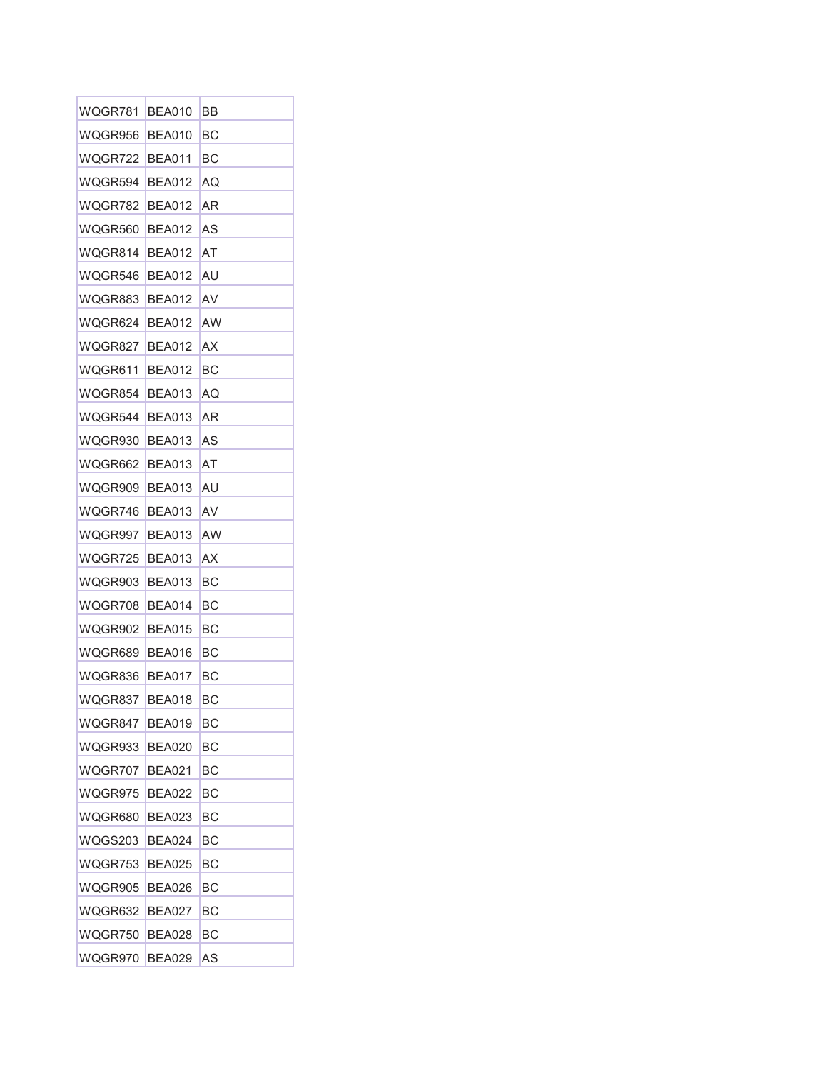| | | |
|---|---|---|
| WQGR781 | BEA010 | BB |
| WQGR956 | BEA010 | BC |
| WQGR722 | BEA011 | BC |
| WQGR594 | BEA012 | AQ |
| WQGR782 | BEA012 | AR |
| WQGR560 | BEA012 | AS |
| WQGR814 | BEA012 | AT |
| WQGR546 | BEA012 | AU |
| WQGR883 | BEA012 | AV |
| WQGR624 | BEA012 | AW |
| WQGR827 | BEA012 | AX |
| WQGR611 | BEA012 | BC |
| WQGR854 | BEA013 | AQ |
| WQGR544 | BEA013 | AR |
| WQGR930 | BEA013 | AS |
| WQGR662 | BEA013 | AT |
| WQGR909 | BEA013 | AU |
| WQGR746 | BEA013 | AV |
| WQGR997 | BEA013 | AW |
| WQGR725 | BEA013 | AX |
| WQGR903 | BEA013 | BC |
| WQGR708 | BEA014 | BC |
| WQGR902 | BEA015 | BC |
| WQGR689 | BEA016 | BC |
| WQGR836 | BEA017 | BC |
| WQGR837 | BEA018 | BC |
| WQGR847 | BEA019 | BC |
| WQGR933 | BEA020 | BC |
| WQGR707 | BEA021 | BC |
| WQGR975 | BEA022 | BC |
| WQGR680 | BEA023 | BC |
| WQGS203 | BEA024 | BC |
| WQGR753 | BEA025 | BC |
| WQGR905 | BEA026 | BC |
| WQGR632 | BEA027 | BC |
| WQGR750 | BEA028 | BC |
| WQGR970 | BEA029 | AS |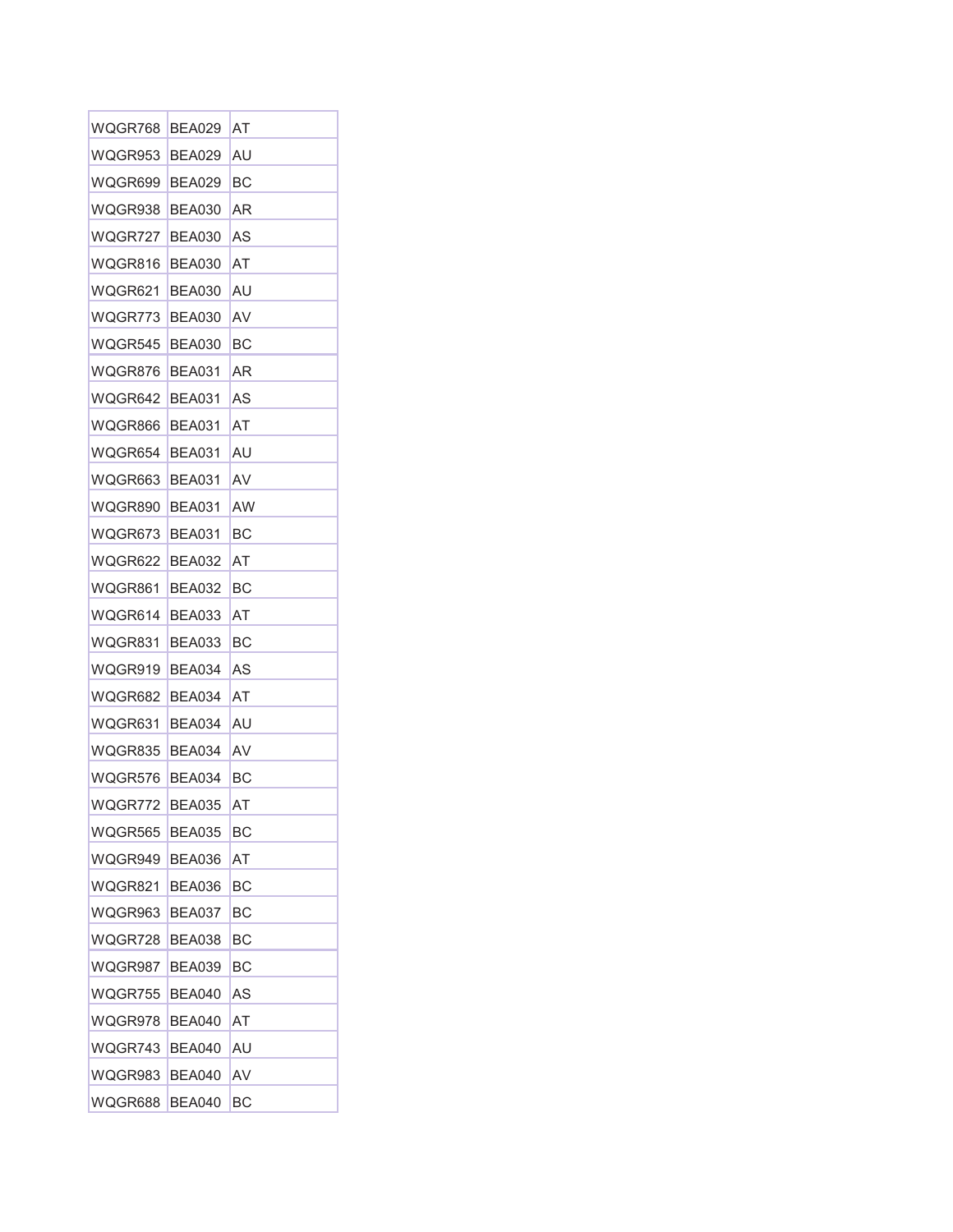| WQGR768 | BEA029 | AT |
|---|---|---|
| WQGR953 | BEA029 | AU |
| WQGR699 | BEA029 | BC |
| WQGR938 | BEA030 | AR |
| WQGR727 | BEA030 | AS |
| WQGR816 | BEA030 | AT |
| WQGR621 | BEA030 | AU |
| WQGR773 | BEA030 | AV |
| WQGR545 | BEA030 | BC |
| WQGR876 | BEA031 | AR |
| WQGR642 | BEA031 | AS |
| WQGR866 | BEA031 | AT |
| WQGR654 | BEA031 | AU |
| WQGR663 | BEA031 | AV |
| WQGR890 | BEA031 | AW |
| WQGR673 | BEA031 | BC |
| WQGR622 | BEA032 | AT |
| WQGR861 | BEA032 | BC |
| WQGR614 | BEA033 | AT |
| WQGR831 | BEA033 | BC |
| WQGR919 | BEA034 | AS |
| WQGR682 | BEA034 | AT |
| WQGR631 | BEA034 | AU |
| WQGR835 | BEA034 | AV |
| WQGR576 | BEA034 | BC |
| WQGR772 | BEA035 | AT |
| WQGR565 | BEA035 | BC |
| WQGR949 | BEA036 | AT |
| WQGR821 | BEA036 | BC |
| WQGR963 | BEA037 | BC |
| WQGR728 | BEA038 | BC |
| WQGR987 | BEA039 | BC |
| WQGR755 | BEA040 | AS |
| WQGR978 | BEA040 | AT |
| WQGR743 | BEA040 | AU |
| WQGR983 | BEA040 | AV |
| WQGR688 | BEA040 | BC |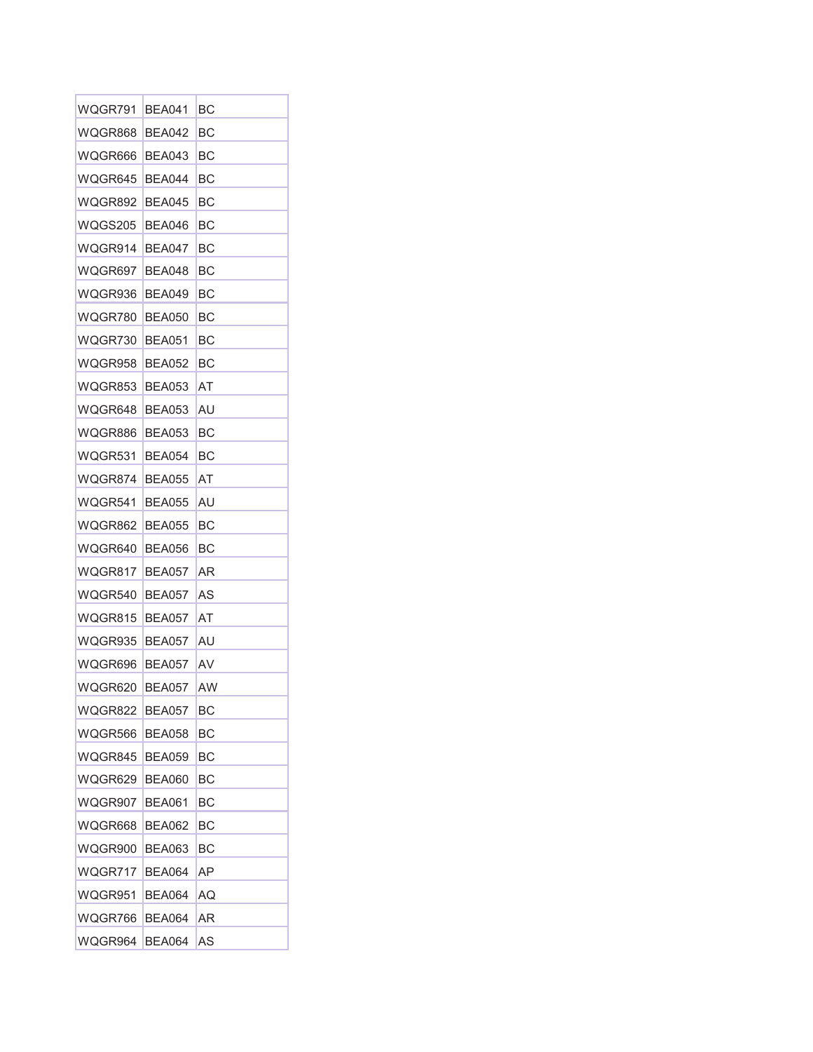| WQGR791 | BEA041 | BC |
|---|---|---|
| WQGR868 | BEA042 | BC |
| WQGR666 | BEA043 | BC |
| WQGR645 | BEA044 | BC |
| WQGR892 | BEA045 | BC |
| WQGS205 | BEA046 | BC |
| WQGR914 | BEA047 | BC |
| WQGR697 | BEA048 | BC |
| WQGR936 | BEA049 | BC |
| WQGR780 | BEA050 | BC |
| WQGR730 | BEA051 | BC |
| WQGR958 | BEA052 | BC |
| WQGR853 | BEA053 | AT |
| WQGR648 | BEA053 | AU |
| WQGR886 | BEA053 | BC |
| WQGR531 | BEA054 | BC |
| WQGR874 | BEA055 | AT |
| WQGR541 | BEA055 | AU |
| WQGR862 | BEA055 | BC |
| WQGR640 | BEA056 | BC |
| WQGR817 | BEA057 | AR |
| WQGR540 | BEA057 | AS |
| WQGR815 | BEA057 | AT |
| WQGR935 | BEA057 | AU |
| WQGR696 | BEA057 | AV |
| WQGR620 | BEA057 | AW |
| WQGR822 | BEA057 | BC |
| WQGR566 | BEA058 | BC |
| WQGR845 | BEA059 | BC |
| WQGR629 | BEA060 | BC |
| WQGR907 | BEA061 | BC |
| WQGR668 | BEA062 | BC |
| WQGR900 | BEA063 | BC |
| WQGR717 | BEA064 | AP |
| WQGR951 | BEA064 | AQ |
| WQGR766 | BEA064 | AR |
| WQGR964 | BEA064 | AS |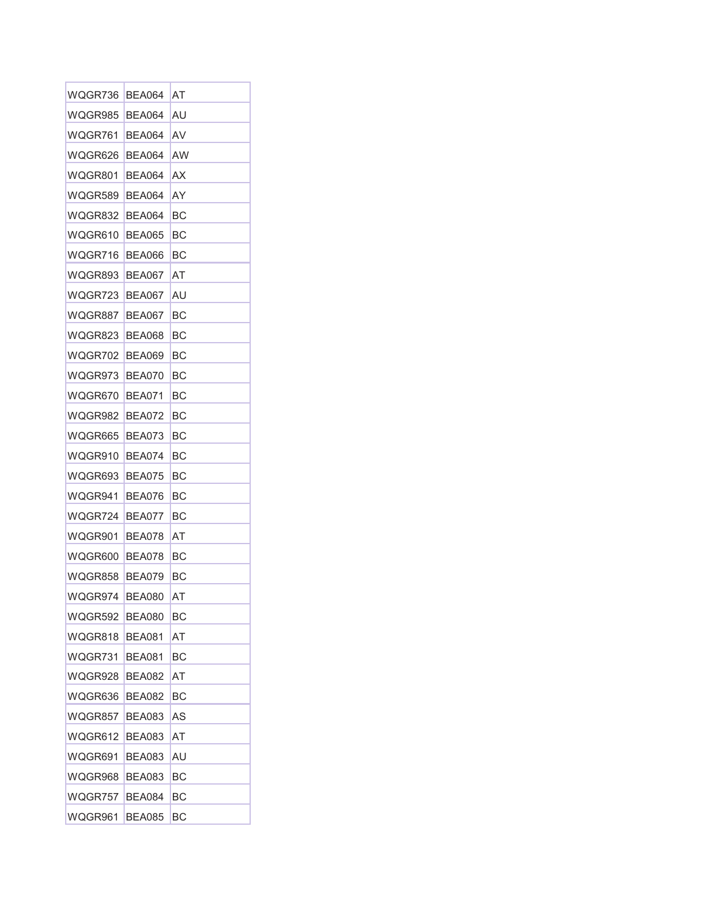| WQGR736 | BEA064 | AT |
|---|---|---|
| WQGR985 | BEA064 | AU |
| WQGR761 | BEA064 | AV |
| WQGR626 | BEA064 | AW |
| WQGR801 | BEA064 | AX |
| WQGR589 | BEA064 | AY |
| WQGR832 | BEA064 | BC |
| WQGR610 | BEA065 | BC |
| WQGR716 | BEA066 | BC |
| WQGR893 | BEA067 | AT |
| WQGR723 | BEA067 | AU |
| WQGR887 | BEA067 | BC |
| WQGR823 | BEA068 | BC |
| WQGR702 | BEA069 | BC |
| WQGR973 | BEA070 | BC |
| WQGR670 | BEA071 | BC |
| WQGR982 | BEA072 | BC |
| WQGR665 | BEA073 | BC |
| WQGR910 | BEA074 | BC |
| WQGR693 | BEA075 | BC |
| WQGR941 | BEA076 | BC |
| WQGR724 | BEA077 | BC |
| WQGR901 | BEA078 | AT |
| WQGR600 | BEA078 | BC |
| WQGR858 | BEA079 | BC |
| WQGR974 | BEA080 | AT |
| WQGR592 | BEA080 | BC |
| WQGR818 | BEA081 | AT |
| WQGR731 | BEA081 | BC |
| WQGR928 | BEA082 | AT |
| WQGR636 | BEA082 | BC |
| WQGR857 | BEA083 | AS |
| WQGR612 | BEA083 | AT |
| WQGR691 | BEA083 | AU |
| WQGR968 | BEA083 | BC |
| WQGR757 | BEA084 | BC |
| WQGR961 | BEA085 | BC |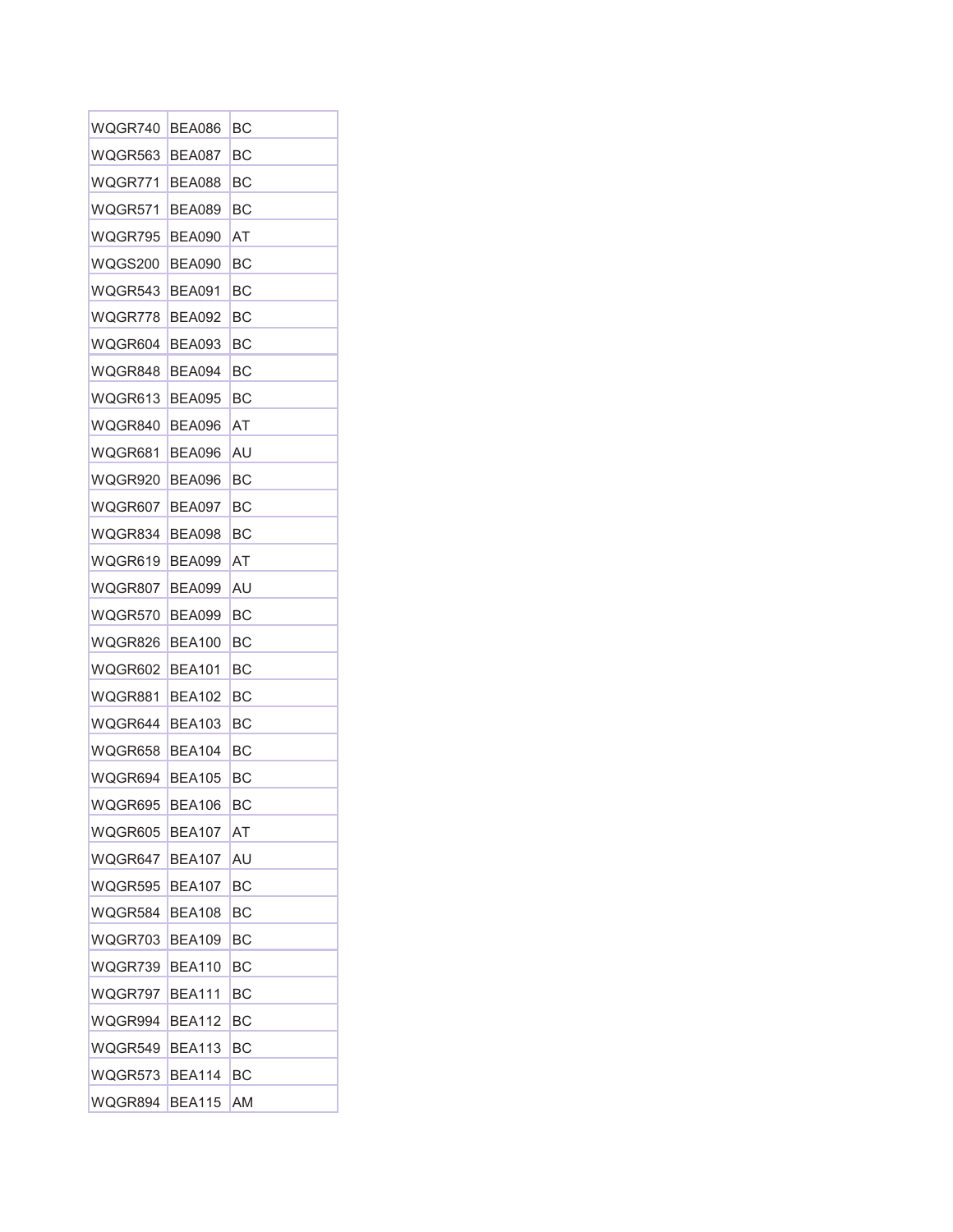| WQGR740 | BEA086 | BC |
|---|---|---|
| WQGR563 | BEA087 | BC |
| WQGR771 | BEA088 | BC |
| WQGR571 | BEA089 | BC |
| WQGR795 | BEA090 | AT |
| WQGS200 | BEA090 | BC |
| WQGR543 | BEA091 | BC |
| WQGR778 | BEA092 | BC |
| WQGR604 | BEA093 | BC |
| WQGR848 | BEA094 | BC |
| WQGR613 | BEA095 | BC |
| WQGR840 | BEA096 | AT |
| WQGR681 | BEA096 | AU |
| WQGR920 | BEA096 | BC |
| WQGR607 | BEA097 | BC |
| WQGR834 | BEA098 | BC |
| WQGR619 | BEA099 | AT |
| WQGR807 | BEA099 | AU |
| WQGR570 | BEA099 | BC |
| WQGR826 | BEA100 | BC |
| WQGR602 | BEA101 | BC |
| WQGR881 | BEA102 | BC |
| WQGR644 | BEA103 | BC |
| WQGR658 | BEA104 | BC |
| WQGR694 | BEA105 | BC |
| WQGR695 | BEA106 | BC |
| WQGR605 | BEA107 | AT |
| WQGR647 | BEA107 | AU |
| WQGR595 | BEA107 | BC |
| WQGR584 | BEA108 | BC |
| WQGR703 | BEA109 | BC |
| WQGR739 | BEA110 | BC |
| WQGR797 | BEA111 | BC |
| WQGR994 | BEA112 | BC |
| WQGR549 | BEA113 | BC |
| WQGR573 | BEA114 | BC |
| WQGR894 | BEA115 | AM |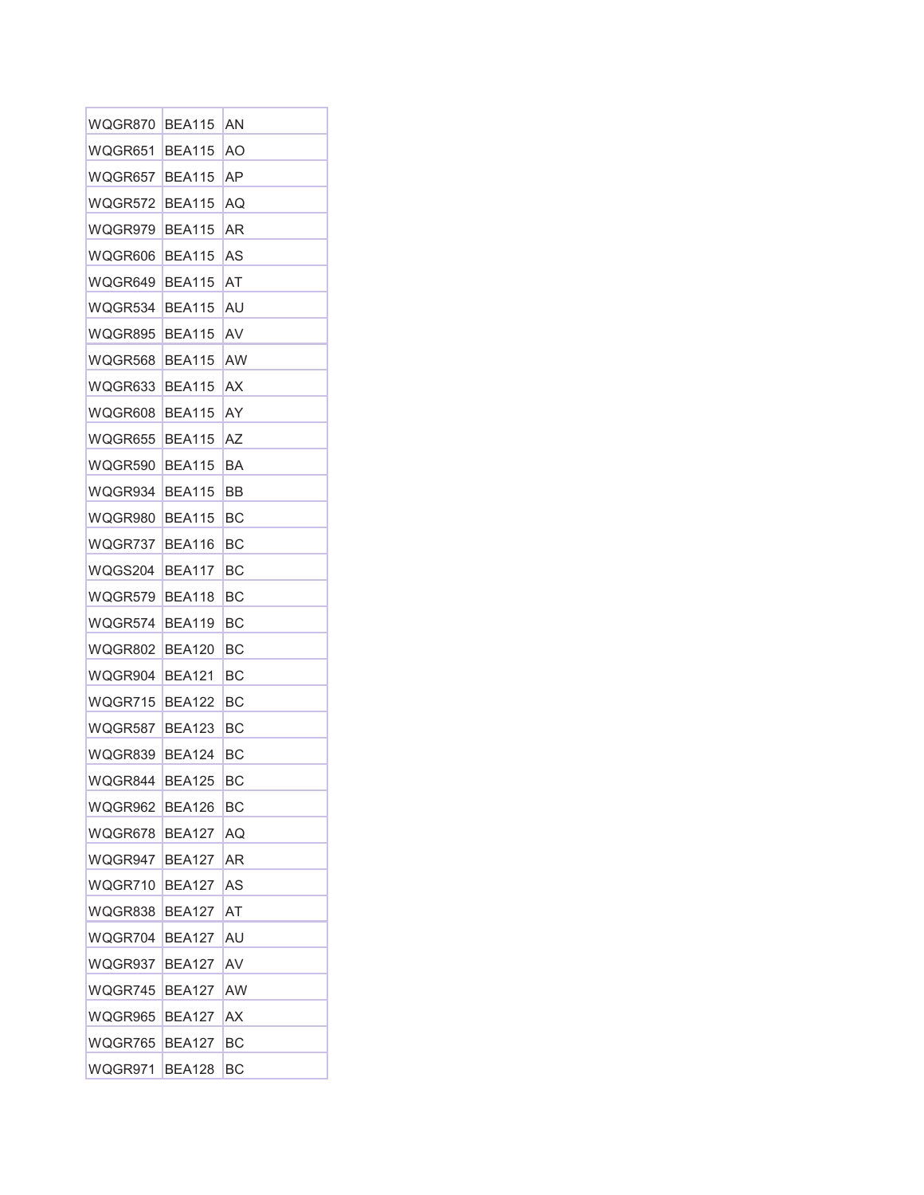| WQGR870 | BEA115 | AN |
|---|---|---|
| WQGR651 | BEA115 | AO |
| WQGR657 | BEA115 | AP |
| WQGR572 | BEA115 | AQ |
| WQGR979 | BEA115 | AR |
| WQGR606 | BEA115 | AS |
| WQGR649 | BEA115 | AT |
| WQGR534 | BEA115 | AU |
| WQGR895 | BEA115 | AV |
| WQGR568 | BEA115 | AW |
| WQGR633 | BEA115 | AX |
| WQGR608 | BEA115 | AY |
| WQGR655 | BEA115 | AZ |
| WQGR590 | BEA115 | BA |
| WQGR934 | BEA115 | BB |
| WQGR980 | BEA115 | BC |
| WQGR737 | BEA116 | BC |
| WQGS204 | BEA117 | BC |
| WQGR579 | BEA118 | BC |
| WQGR574 | BEA119 | BC |
| WQGR802 | BEA120 | BC |
| WQGR904 | BEA121 | BC |
| WQGR715 | BEA122 | BC |
| WQGR587 | BEA123 | BC |
| WQGR839 | BEA124 | BC |
| WQGR844 | BEA125 | BC |
| WQGR962 | BEA126 | BC |
| WQGR678 | BEA127 | AQ |
| WQGR947 | BEA127 | AR |
| WQGR710 | BEA127 | AS |
| WQGR838 | BEA127 | AT |
| WQGR704 | BEA127 | AU |
| WQGR937 | BEA127 | AV |
| WQGR745 | BEA127 | AW |
| WQGR965 | BEA127 | AX |
| WQGR765 | BEA127 | BC |
| WQGR971 | BEA128 | BC |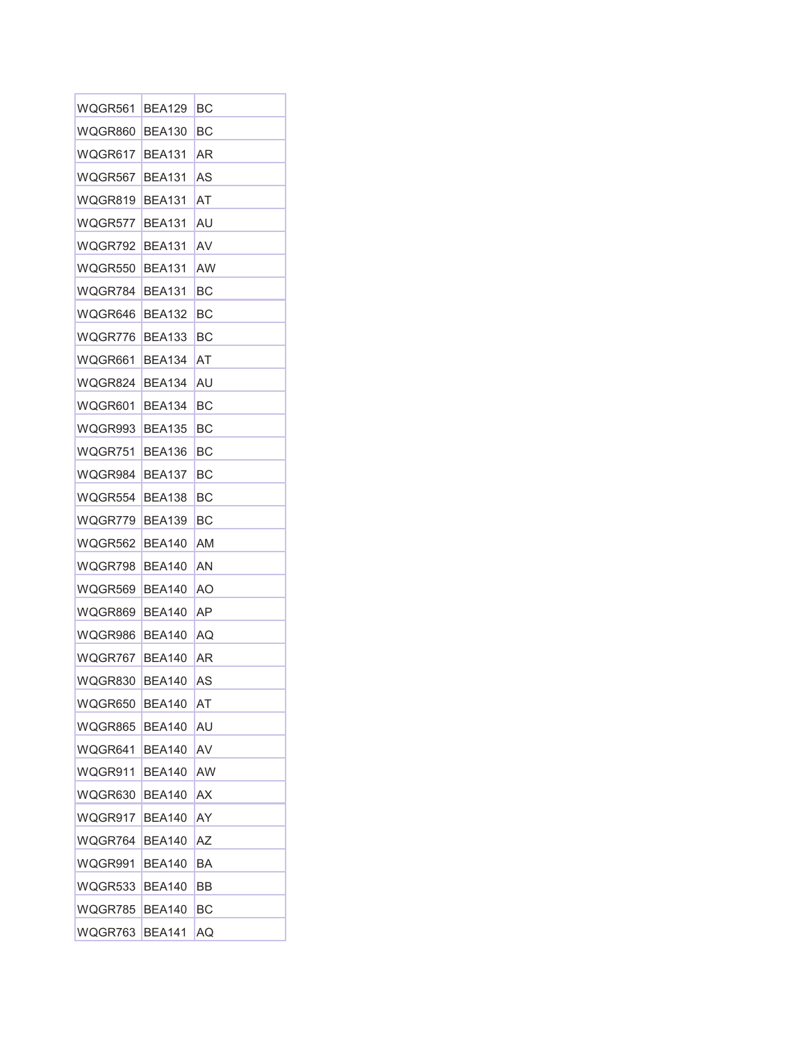| WQGR561 | BEA129 | BC |
| --- | --- | --- |
| WQGR860 | BEA130 | BC |
| WQGR617 | BEA131 | AR |
| WQGR567 | BEA131 | AS |
| WQGR819 | BEA131 | AT |
| WQGR577 | BEA131 | AU |
| WQGR792 | BEA131 | AV |
| WQGR550 | BEA131 | AW |
| WQGR784 | BEA131 | BC |
| WQGR646 | BEA132 | BC |
| WQGR776 | BEA133 | BC |
| WQGR661 | BEA134 | AT |
| WQGR824 | BEA134 | AU |
| WQGR601 | BEA134 | BC |
| WQGR993 | BEA135 | BC |
| WQGR751 | BEA136 | BC |
| WQGR984 | BEA137 | BC |
| WQGR554 | BEA138 | BC |
| WQGR779 | BEA139 | BC |
| WQGR562 | BEA140 | AM |
| WQGR798 | BEA140 | AN |
| WQGR569 | BEA140 | AO |
| WQGR869 | BEA140 | AP |
| WQGR986 | BEA140 | AQ |
| WQGR767 | BEA140 | AR |
| WQGR830 | BEA140 | AS |
| WQGR650 | BEA140 | AT |
| WQGR865 | BEA140 | AU |
| WQGR641 | BEA140 | AV |
| WQGR911 | BEA140 | AW |
| WQGR630 | BEA140 | AX |
| WQGR917 | BEA140 | AY |
| WQGR764 | BEA140 | AZ |
| WQGR991 | BEA140 | BA |
| WQGR533 | BEA140 | BB |
| WQGR785 | BEA140 | BC |
| WQGR763 | BEA141 | AQ |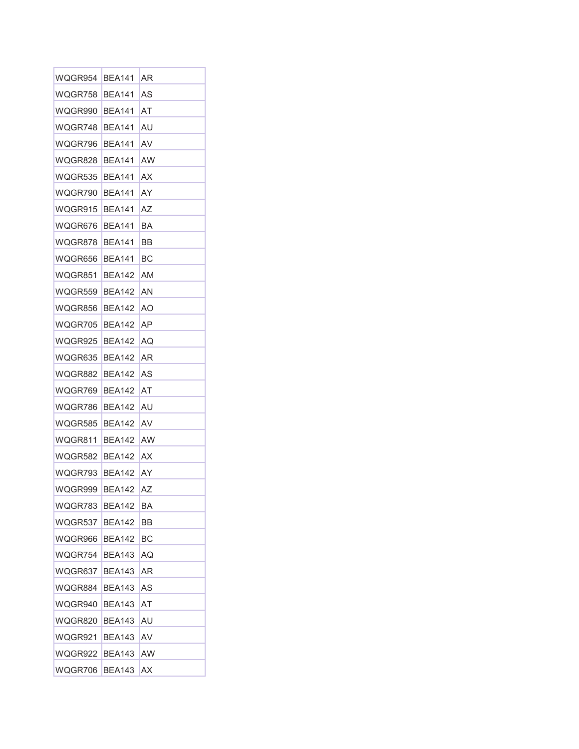| | | |
|---|---|---|
| WQGR954 | BEA141 | AR |
| WQGR758 | BEA141 | AS |
| WQGR990 | BEA141 | AT |
| WQGR748 | BEA141 | AU |
| WQGR796 | BEA141 | AV |
| WQGR828 | BEA141 | AW |
| WQGR535 | BEA141 | AX |
| WQGR790 | BEA141 | AY |
| WQGR915 | BEA141 | AZ |
| WQGR676 | BEA141 | BA |
| WQGR878 | BEA141 | BB |
| WQGR656 | BEA141 | BC |
| WQGR851 | BEA142 | AM |
| WQGR559 | BEA142 | AN |
| WQGR856 | BEA142 | AO |
| WQGR705 | BEA142 | AP |
| WQGR925 | BEA142 | AQ |
| WQGR635 | BEA142 | AR |
| WQGR882 | BEA142 | AS |
| WQGR769 | BEA142 | AT |
| WQGR786 | BEA142 | AU |
| WQGR585 | BEA142 | AV |
| WQGR811 | BEA142 | AW |
| WQGR582 | BEA142 | AX |
| WQGR793 | BEA142 | AY |
| WQGR999 | BEA142 | AZ |
| WQGR783 | BEA142 | BA |
| WQGR537 | BEA142 | BB |
| WQGR966 | BEA142 | BC |
| WQGR754 | BEA143 | AQ |
| WQGR637 | BEA143 | AR |
| WQGR884 | BEA143 | AS |
| WQGR940 | BEA143 | AT |
| WQGR820 | BEA143 | AU |
| WQGR921 | BEA143 | AV |
| WQGR922 | BEA143 | AW |
| WQGR706 | BEA143 | AX |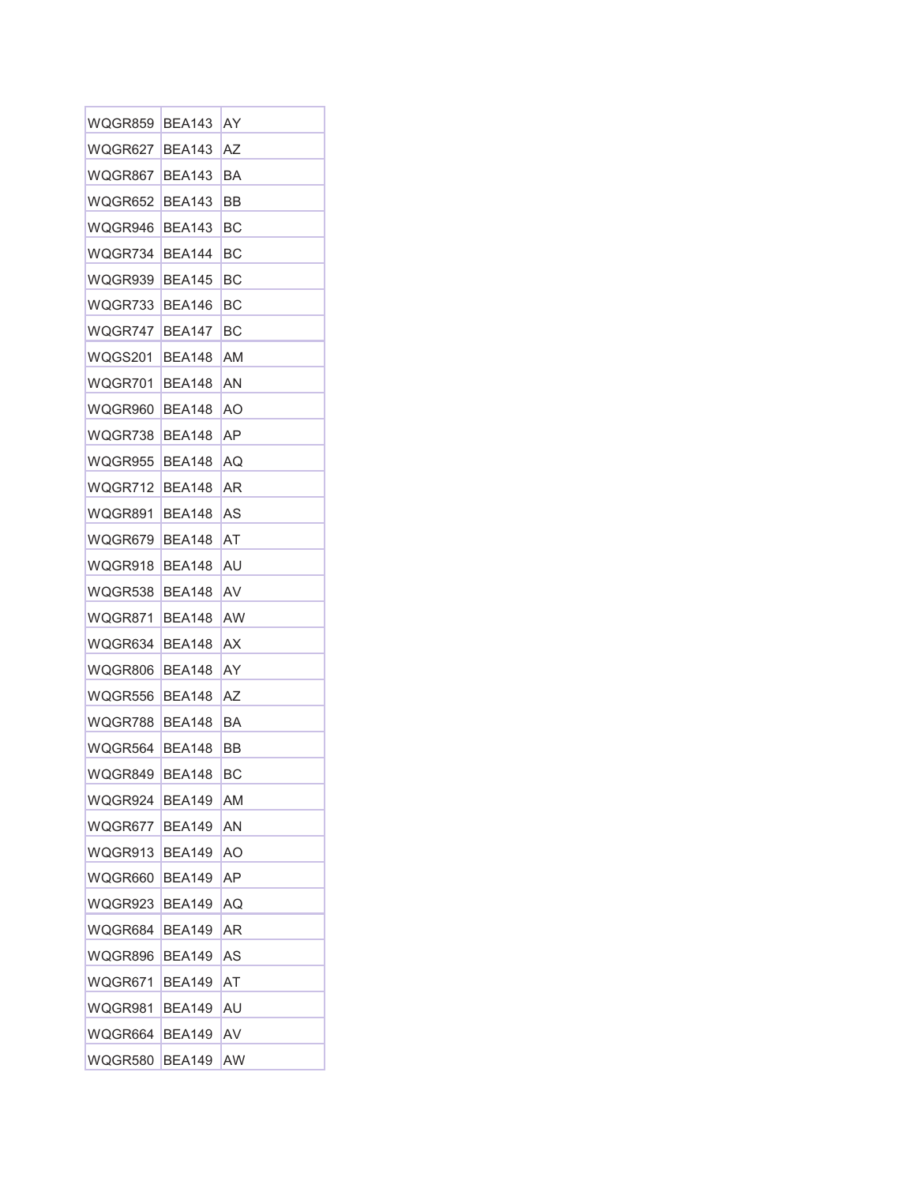| | | |
|---|---|---|
| WQGR859 | BEA143 | AY |
| WQGR627 | BEA143 | AZ |
| WQGR867 | BEA143 | BA |
| WQGR652 | BEA143 | BB |
| WQGR946 | BEA143 | BC |
| WQGR734 | BEA144 | BC |
| WQGR939 | BEA145 | BC |
| WQGR733 | BEA146 | BC |
| WQGR747 | BEA147 | BC |
| WQGS201 | BEA148 | AM |
| WQGR701 | BEA148 | AN |
| WQGR960 | BEA148 | AO |
| WQGR738 | BEA148 | AP |
| WQGR955 | BEA148 | AQ |
| WQGR712 | BEA148 | AR |
| WQGR891 | BEA148 | AS |
| WQGR679 | BEA148 | AT |
| WQGR918 | BEA148 | AU |
| WQGR538 | BEA148 | AV |
| WQGR871 | BEA148 | AW |
| WQGR634 | BEA148 | AX |
| WQGR806 | BEA148 | AY |
| WQGR556 | BEA148 | AZ |
| WQGR788 | BEA148 | BA |
| WQGR564 | BEA148 | BB |
| WQGR849 | BEA148 | BC |
| WQGR924 | BEA149 | AM |
| WQGR677 | BEA149 | AN |
| WQGR913 | BEA149 | AO |
| WQGR660 | BEA149 | AP |
| WQGR923 | BEA149 | AQ |
| WQGR684 | BEA149 | AR |
| WQGR896 | BEA149 | AS |
| WQGR671 | BEA149 | AT |
| WQGR981 | BEA149 | AU |
| WQGR664 | BEA149 | AV |
| WQGR580 | BEA149 | AW |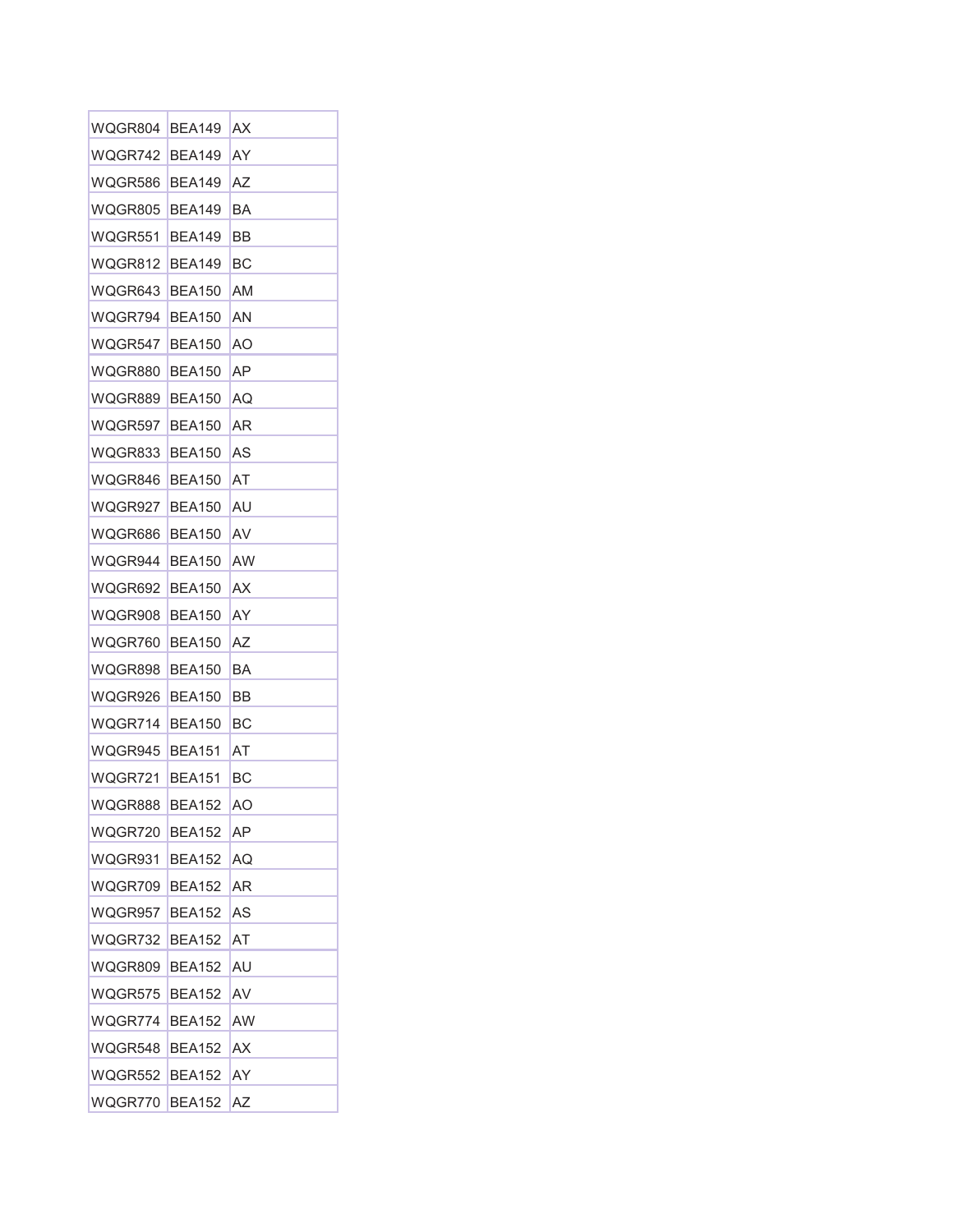| WQGR804 | BEA149 | AX |
|---|---|---|
| WQGR742 | BEA149 | AY |
| WQGR586 | BEA149 | AZ |
| WQGR805 | BEA149 | BA |
| WQGR551 | BEA149 | BB |
| WQGR812 | BEA149 | BC |
| WQGR643 | BEA150 | AM |
| WQGR794 | BEA150 | AN |
| WQGR547 | BEA150 | AO |
| WQGR880 | BEA150 | AP |
| WQGR889 | BEA150 | AQ |
| WQGR597 | BEA150 | AR |
| WQGR833 | BEA150 | AS |
| WQGR846 | BEA150 | AT |
| WQGR927 | BEA150 | AU |
| WQGR686 | BEA150 | AV |
| WQGR944 | BEA150 | AW |
| WQGR692 | BEA150 | AX |
| WQGR908 | BEA150 | AY |
| WQGR760 | BEA150 | AZ |
| WQGR898 | BEA150 | BA |
| WQGR926 | BEA150 | BB |
| WQGR714 | BEA150 | BC |
| WQGR945 | BEA151 | AT |
| WQGR721 | BEA151 | BC |
| WQGR888 | BEA152 | AO |
| WQGR720 | BEA152 | AP |
| WQGR931 | BEA152 | AQ |
| WQGR709 | BEA152 | AR |
| WQGR957 | BEA152 | AS |
| WQGR732 | BEA152 | AT |
| WQGR809 | BEA152 | AU |
| WQGR575 | BEA152 | AV |
| WQGR774 | BEA152 | AW |
| WQGR548 | BEA152 | AX |
| WQGR552 | BEA152 | AY |
| WQGR770 | BEA152 | AZ |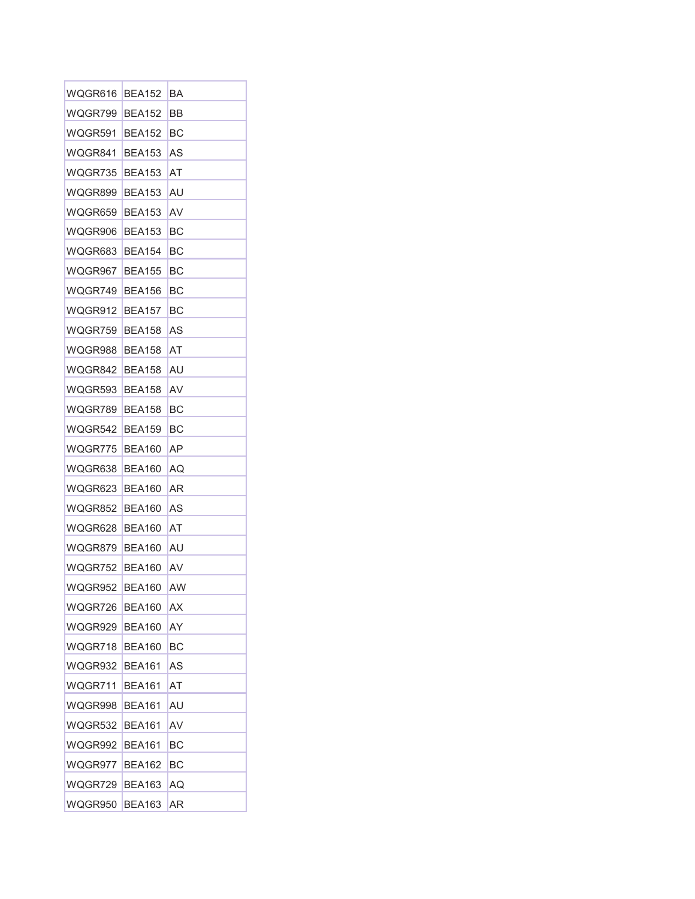| WQGR616 | BEA152 | BA |
|---|---|---|
| WQGR799 | BEA152 | BB |
| WQGR591 | BEA152 | BC |
| WQGR841 | BEA153 | AS |
| WQGR735 | BEA153 | AT |
| WQGR899 | BEA153 | AU |
| WQGR659 | BEA153 | AV |
| WQGR906 | BEA153 | BC |
| WQGR683 | BEA154 | BC |
| WQGR967 | BEA155 | BC |
| WQGR749 | BEA156 | BC |
| WQGR912 | BEA157 | BC |
| WQGR759 | BEA158 | AS |
| WQGR988 | BEA158 | AT |
| WQGR842 | BEA158 | AU |
| WQGR593 | BEA158 | AV |
| WQGR789 | BEA158 | BC |
| WQGR542 | BEA159 | BC |
| WQGR775 | BEA160 | AP |
| WQGR638 | BEA160 | AQ |
| WQGR623 | BEA160 | AR |
| WQGR852 | BEA160 | AS |
| WQGR628 | BEA160 | AT |
| WQGR879 | BEA160 | AU |
| WQGR752 | BEA160 | AV |
| WQGR952 | BEA160 | AW |
| WQGR726 | BEA160 | AX |
| WQGR929 | BEA160 | AY |
| WQGR718 | BEA160 | BC |
| WQGR932 | BEA161 | AS |
| WQGR711 | BEA161 | AT |
| WQGR998 | BEA161 | AU |
| WQGR532 | BEA161 | AV |
| WQGR992 | BEA161 | BC |
| WQGR977 | BEA162 | BC |
| WQGR729 | BEA163 | AQ |
| WQGR950 | BEA163 | AR |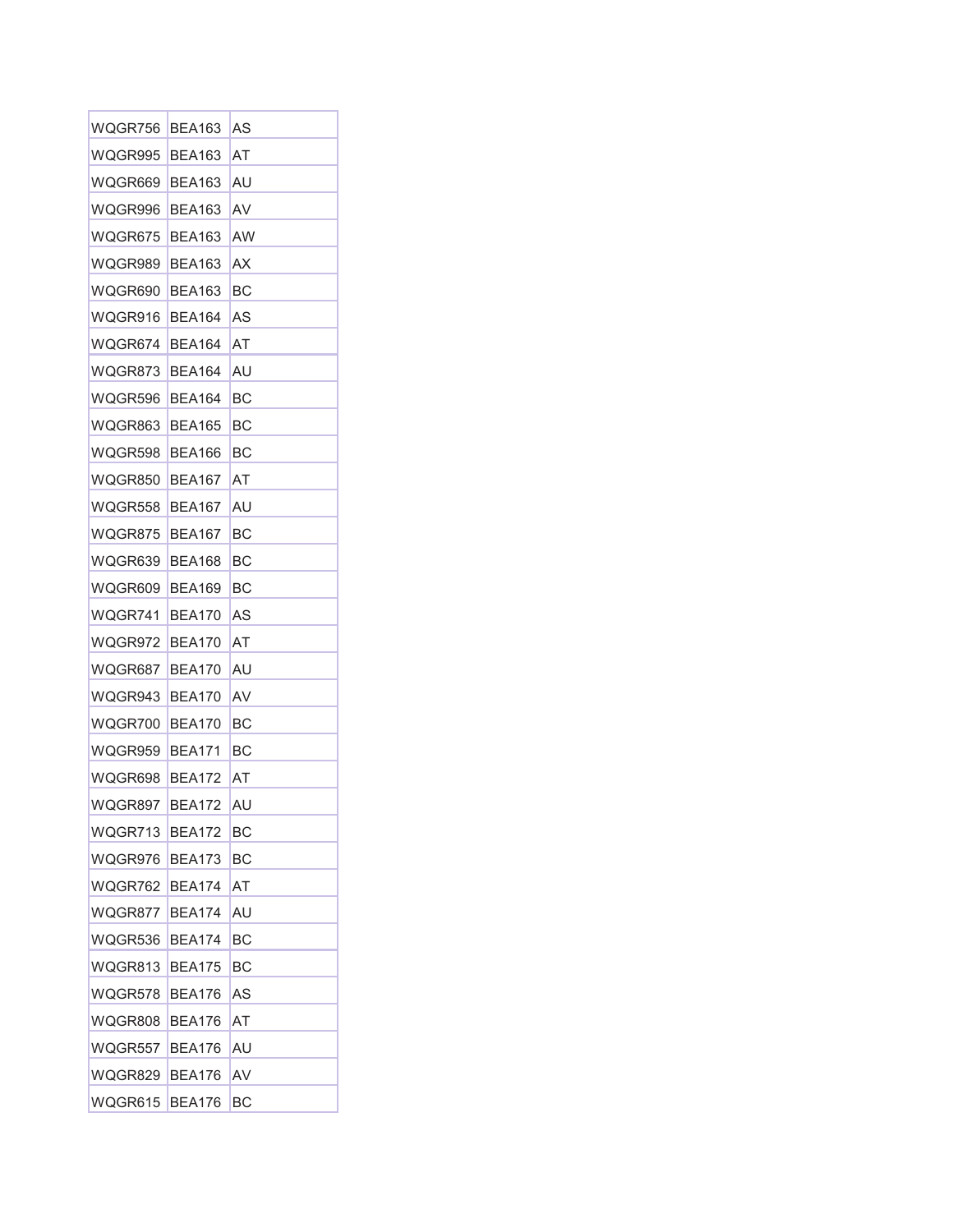| | | |
|---|---|---|
| WQGR756 | BEA163 | AS |
| WQGR995 | BEA163 | AT |
| WQGR669 | BEA163 | AU |
| WQGR996 | BEA163 | AV |
| WQGR675 | BEA163 | AW |
| WQGR989 | BEA163 | AX |
| WQGR690 | BEA163 | BC |
| WQGR916 | BEA164 | AS |
| WQGR674 | BEA164 | AT |
| WQGR873 | BEA164 | AU |
| WQGR596 | BEA164 | BC |
| WQGR863 | BEA165 | BC |
| WQGR598 | BEA166 | BC |
| WQGR850 | BEA167 | AT |
| WQGR558 | BEA167 | AU |
| WQGR875 | BEA167 | BC |
| WQGR639 | BEA168 | BC |
| WQGR609 | BEA169 | BC |
| WQGR741 | BEA170 | AS |
| WQGR972 | BEA170 | AT |
| WQGR687 | BEA170 | AU |
| WQGR943 | BEA170 | AV |
| WQGR700 | BEA170 | BC |
| WQGR959 | BEA171 | BC |
| WQGR698 | BEA172 | AT |
| WQGR897 | BEA172 | AU |
| WQGR713 | BEA172 | BC |
| WQGR976 | BEA173 | BC |
| WQGR762 | BEA174 | AT |
| WQGR877 | BEA174 | AU |
| WQGR536 | BEA174 | BC |
| WQGR813 | BEA175 | BC |
| WQGR578 | BEA176 | AS |
| WQGR808 | BEA176 | AT |
| WQGR557 | BEA176 | AU |
| WQGR829 | BEA176 | AV |
| WQGR615 | BEA176 | BC |